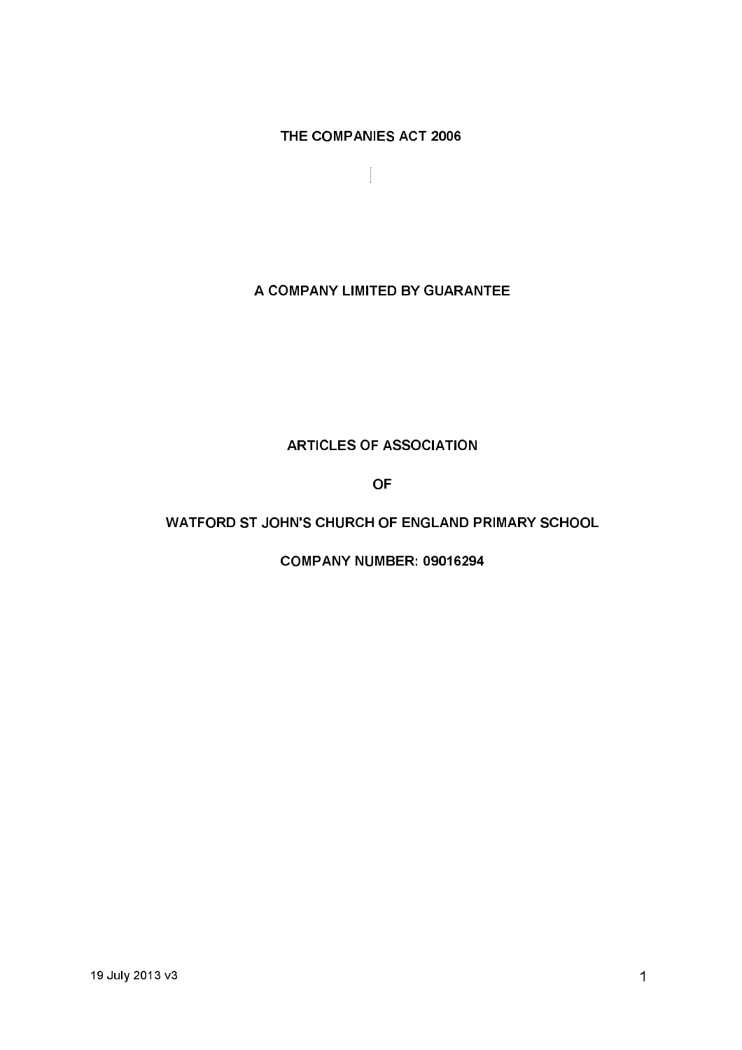# THE COMPANIES ACT 2006

## A COMPANY LIMITED BY GUARANTEE

## ARTICLES OF ASSOCIATION

## OF

## WATFORD ST JOHN'S CHURCH OF ENGLAND PRIMARY SCHOOL

## COMPANY NUMBER: 09016294

19 July 2013 v3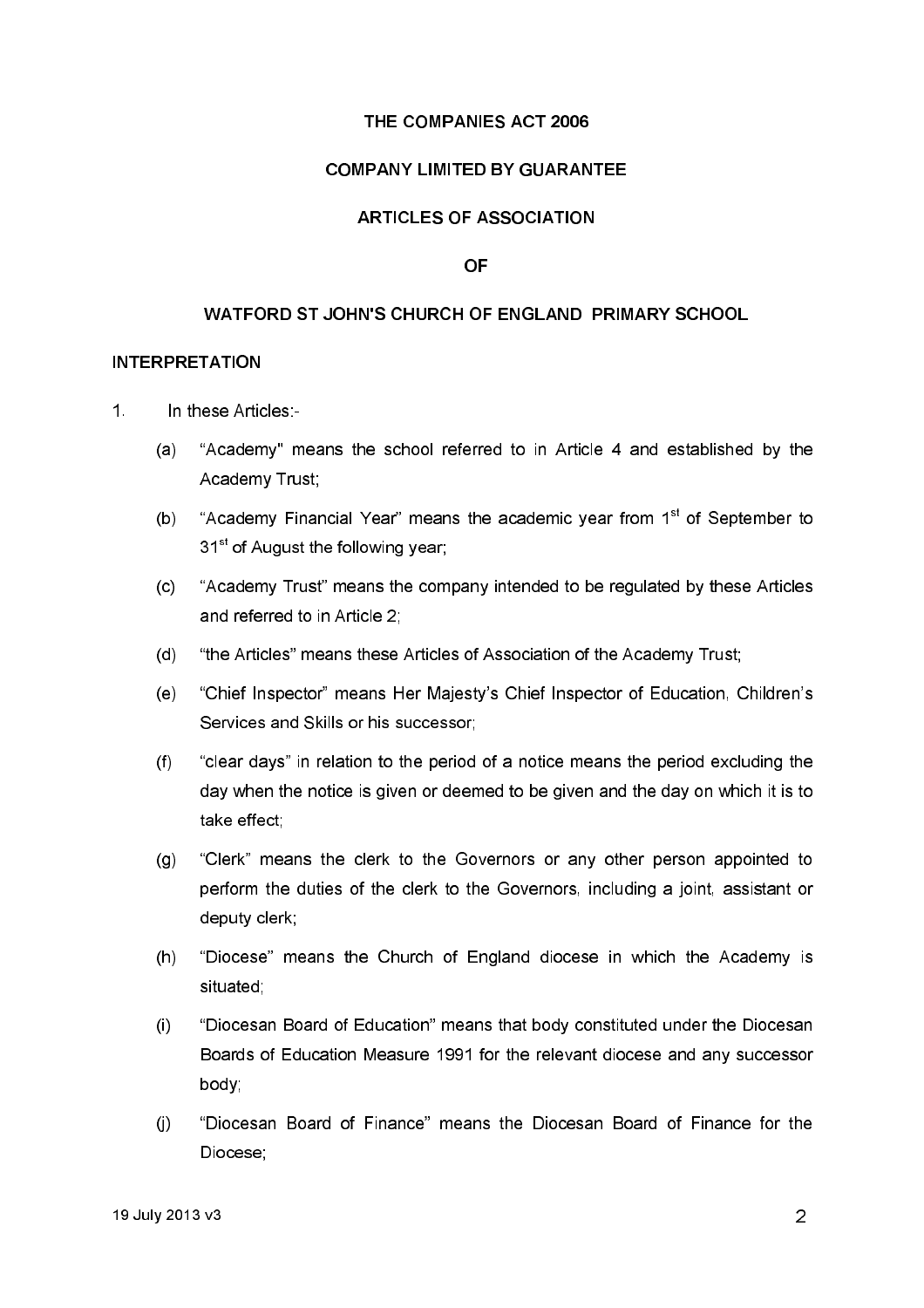THE COMPANIES ACT 2006

COMPANY LIMITED BY GUARANTEE

ARTICLES OF ASSOCIATION

OF

WATFORD ST JOHN'S CHURCH OF ENGLAND PRIMARY SCHOOL

## INTERPRETATION

1. In these Articles:-

   (a) "Academy" means the school referred to in Article 4 and established by the Academy Trust;

   (b) "Academy Financial Year" means the academic year from 1st of September to 31st of August the following year;

   (c) "Academy Trust" means the company intended to be regulated by these Articles and referred to in Article 2;

   (d) "the Articles" means these Articles of Association of the Academy Trust;

   (e) "Chief Inspector" means Her Majesty's Chief Inspector of Education, Children's Services and Skills or his successor;

   (f) "clear days" in relation to the period of a notice means the period excluding the day when the notice is given or deemed to be given and the day on which it is to take effect;

   (g) "Clerk" means the clerk to the Governors or any other person appointed to perform the duties of the clerk to the Governors, including a joint, assistant or deputy clerk;

   (h) "Diocese" means the Church of England diocese in which the Academy is situated;

   (i) "Diocesan Board of Education" means that body constituted under the Diocesan Boards of Education Measure 1991 for the relevant diocese and any successor body;

   (j) "Diocesan Board of Finance" means the Diocesan Board of Finance for the Diocese;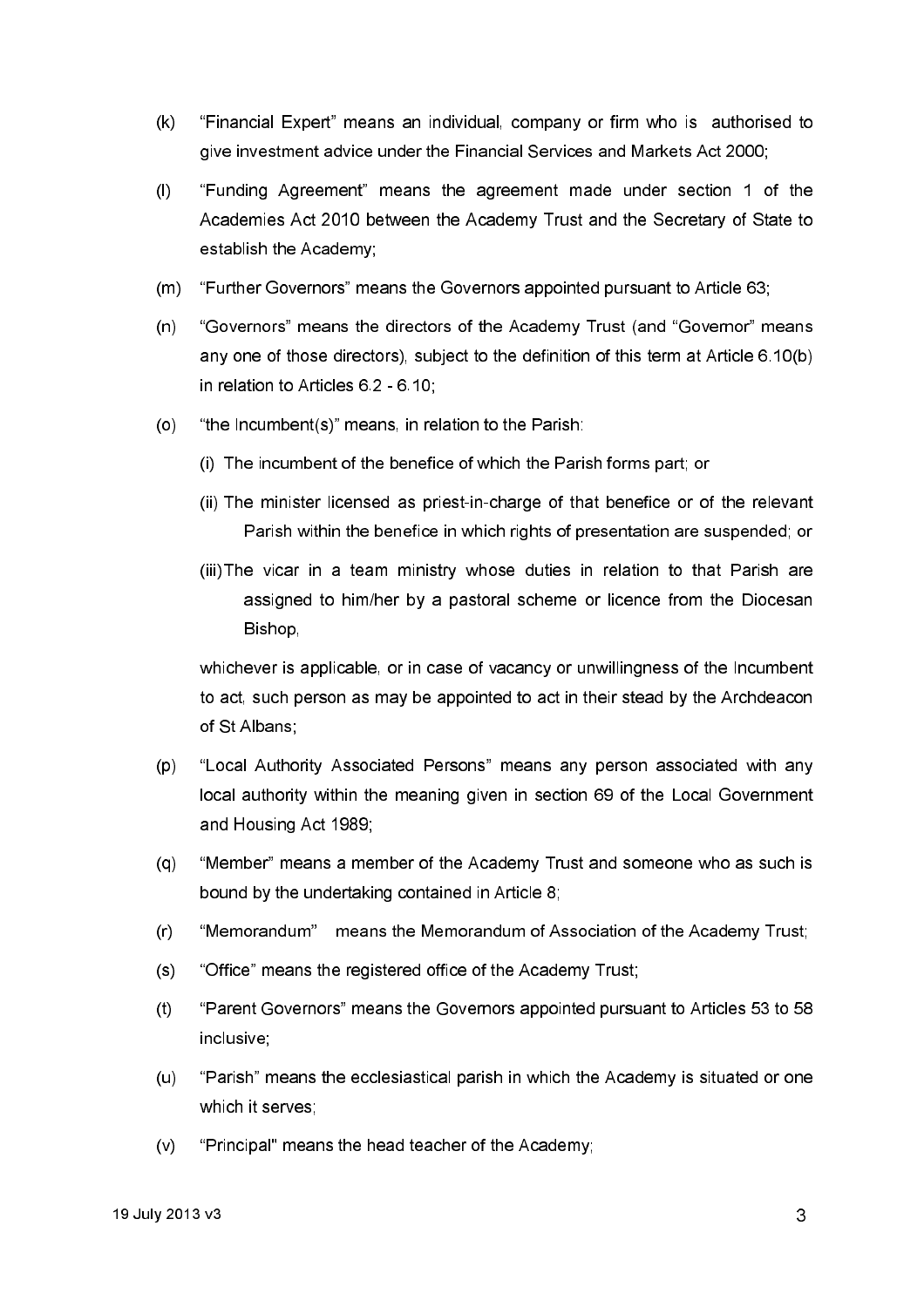(k) "Financial Expert" means an individual, company or firm who is authorised to give investment advice under the Financial Services and Markets Act 2000;

(l) "Funding Agreement" means the agreement made under section 1 of the Academies Act 2010 between the Academy Trust and the Secretary of State to establish the Academy;

(m) "Further Governors" means the Governors appointed pursuant to Article 63;

(n) "Governors" means the directors of the Academy Trust (and "Governor" means any one of those directors), subject to the definition of this term at Article 6.10(b) in relation to Articles 6.2 - 6.10;

(o) "the Incumbent(s)" means, in relation to the Parish:

   (i) The incumbent of the benefice of which the Parish forms part; or

   (ii) The minister licensed as priest-in-charge of that benefice or of the relevant Parish within the benefice in which rights of presentation are suspended; or

   (iii) The vicar in a team ministry whose duties in relation to that Parish are assigned to him/her by a pastoral scheme or licence from the Diocesan Bishop,

   whichever is applicable, or in case of vacancy or unwillingness of the Incumbent to act, such person as may be appointed to act in their stead by the Archdeacon of St Albans;

(p) "Local Authority Associated Persons" means any person associated with any local authority within the meaning given in section 69 of the Local Government and Housing Act 1989;

(q) "Member" means a member of the Academy Trust and someone who as such is bound by the undertaking contained in Article 8;

(r) "Memorandum" means the Memorandum of Association of the Academy Trust;

(s) "Office" means the registered office of the Academy Trust;

(t) "Parent Governors" means the Governors appointed pursuant to Articles 53 to 58 inclusive;

(u) "Parish" means the ecclesiastical parish in which the Academy is situated or one which it serves;

(v) "Principal" means the head teacher of the Academy;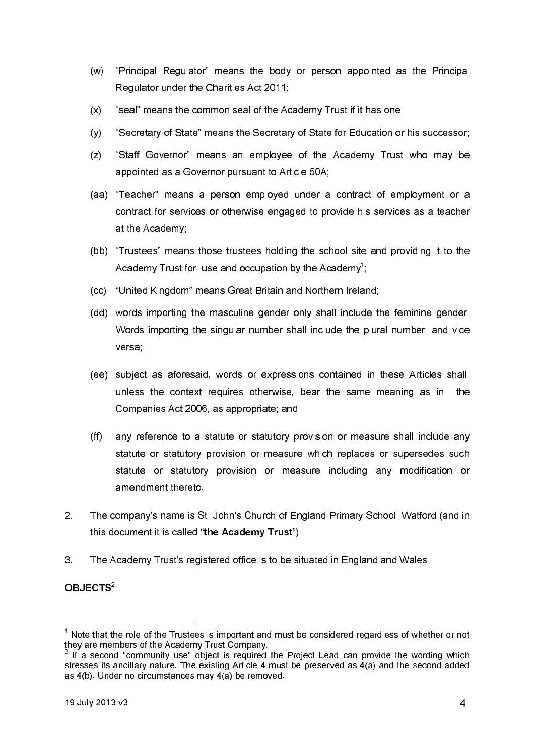(w) "Principal Regulator" means the body or person appointed as the Principal Regulator under the Charities Act 2011;

(x) "seal" means the common seal of the Academy Trust if it has one;

(y) "Secretary of State" means the Secretary of State for Education or his successor;

(z) "Staff Governor" means an employee of the Academy Trust who may be appointed as a Governor pursuant to Article 50A;

(aa) "Teacher" means a person employed under a contract of employment or a contract for services or otherwise engaged to provide his services as a teacher at the Academy;

(bb) "Trustees" means those trustees holding the school site and providing it to the Academy Trust for use and occupation by the Academy[1];

(cc) "United Kingdom" means Great Britain and Northern Ireland;

(dd) words importing the masculine gender only shall include the feminine gender. Words importing the singular number shall include the plural number, and vice versa;

(ee) subject as aforesaid, words or expressions contained in these Articles shall, unless the context requires otherwise, bear the same meaning as in the Companies Act 2006, as appropriate; and

(ff) any reference to a statute or statutory provision or measure shall include any statute or statutory provision or measure which replaces or supersedes such statute or statutory provision or measure including any modification or amendment thereto.

2. The company's name is St John's Church of England Primary School, Watford (and in this document it is called "**the Academy Trust**").

3. The Academy Trust's registered office is to be situated in England and Wales.

**OBJECTS**[2]

---

[1] Note that the role of the Trustees is important and must be considered regardless of whether or not they are members of the Academy Trust Company.

[2] If a second "community use" object is required the Project Lead can provide the wording which stresses its ancillary nature. The existing Article 4 must be preserved as 4(a) and the second added as 4(b). Under no circumstances may 4(a) be removed.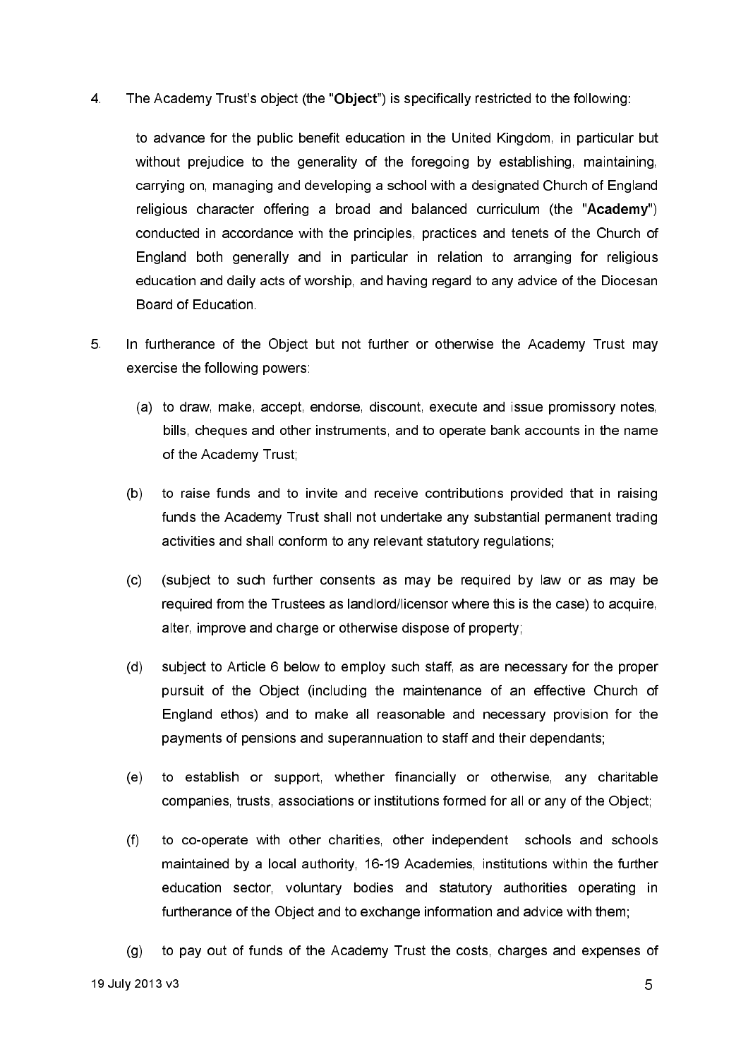4. The Academy Trust's object (the "**Object**") is specifically restricted to the following:

   to advance for the public benefit education in the United Kingdom, in particular but without prejudice to the generality of the foregoing by establishing, maintaining, carrying on, managing and developing a school with a designated Church of England religious character offering a broad and balanced curriculum (the "**Academy**") conducted in accordance with the principles, practices and tenets of the Church of England both generally and in particular in relation to arranging for religious education and daily acts of worship, and having regard to any advice of the Diocesan Board of Education.

5. In furtherance of the Object but not further or otherwise the Academy Trust may exercise the following powers:

   (a) to draw, make, accept, endorse, discount, execute and issue promissory notes, bills, cheques and other instruments, and to operate bank accounts in the name of the Academy Trust;

   (b) to raise funds and to invite and receive contributions provided that in raising funds the Academy Trust shall not undertake any substantial permanent trading activities and shall conform to any relevant statutory regulations;

   (c) (subject to such further consents as may be required by law or as may be required from the Trustees as landlord/licensor where this is the case) to acquire, alter, improve and charge or otherwise dispose of property;

   (d) subject to Article 6 below to employ such staff, as are necessary for the proper pursuit of the Object (including the maintenance of an effective Church of England ethos) and to make all reasonable and necessary provision for the payments of pensions and superannuation to staff and their dependants;

   (e) to establish or support, whether financially or otherwise, any charitable companies, trusts, associations or institutions formed for all or any of the Object;

   (f) to co-operate with other charities, other independent schools and schools maintained by a local authority, 16-19 Academies, institutions within the further education sector, voluntary bodies and statutory authorities operating in furtherance of the Object and to exchange information and advice with them;

   (g) to pay out of funds of the Academy Trust the costs, charges and expenses of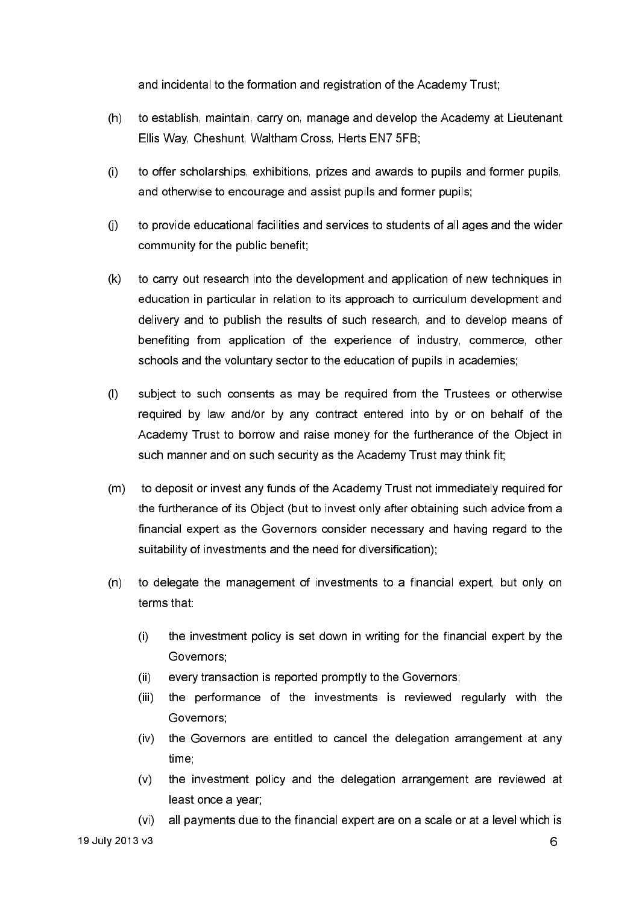and incidental to the formation and registration of the Academy Trust;

(h) to establish, maintain, carry on, manage and develop the Academy at Lieutenant Ellis Way, Cheshunt, Waltham Cross, Herts EN7 5FB;

(i) to offer scholarships, exhibitions, prizes and awards to pupils and former pupils, and otherwise to encourage and assist pupils and former pupils;

(j) to provide educational facilities and services to students of all ages and the wider community for the public benefit;

(k) to carry out research into the development and application of new techniques in education in particular in relation to its approach to curriculum development and delivery and to publish the results of such research, and to develop means of benefiting from application of the experience of industry, commerce, other schools and the voluntary sector to the education of pupils in academies;

(l) subject to such consents as may be required from the Trustees or otherwise required by law and/or by any contract entered into by or on behalf of the Academy Trust to borrow and raise money for the furtherance of the Object in such manner and on such security as the Academy Trust may think fit;

(m) to deposit or invest any funds of the Academy Trust not immediately required for the furtherance of its Object (but to invest only after obtaining such advice from a financial expert as the Governors consider necessary and having regard to the suitability of investments and the need for diversification);

(n) to delegate the management of investments to a financial expert, but only on terms that:

   (i) the investment policy is set down in writing for the financial expert by the Governors;
   (ii) every transaction is reported promptly to the Governors;
   (iii) the performance of the investments is reviewed regularly with the Governors;
   (iv) the Governors are entitled to cancel the delegation arrangement at any time;
   (v) the investment policy and the delegation arrangement are reviewed at least once a year;
   (vi) all payments due to the financial expert are on a scale or at a level which is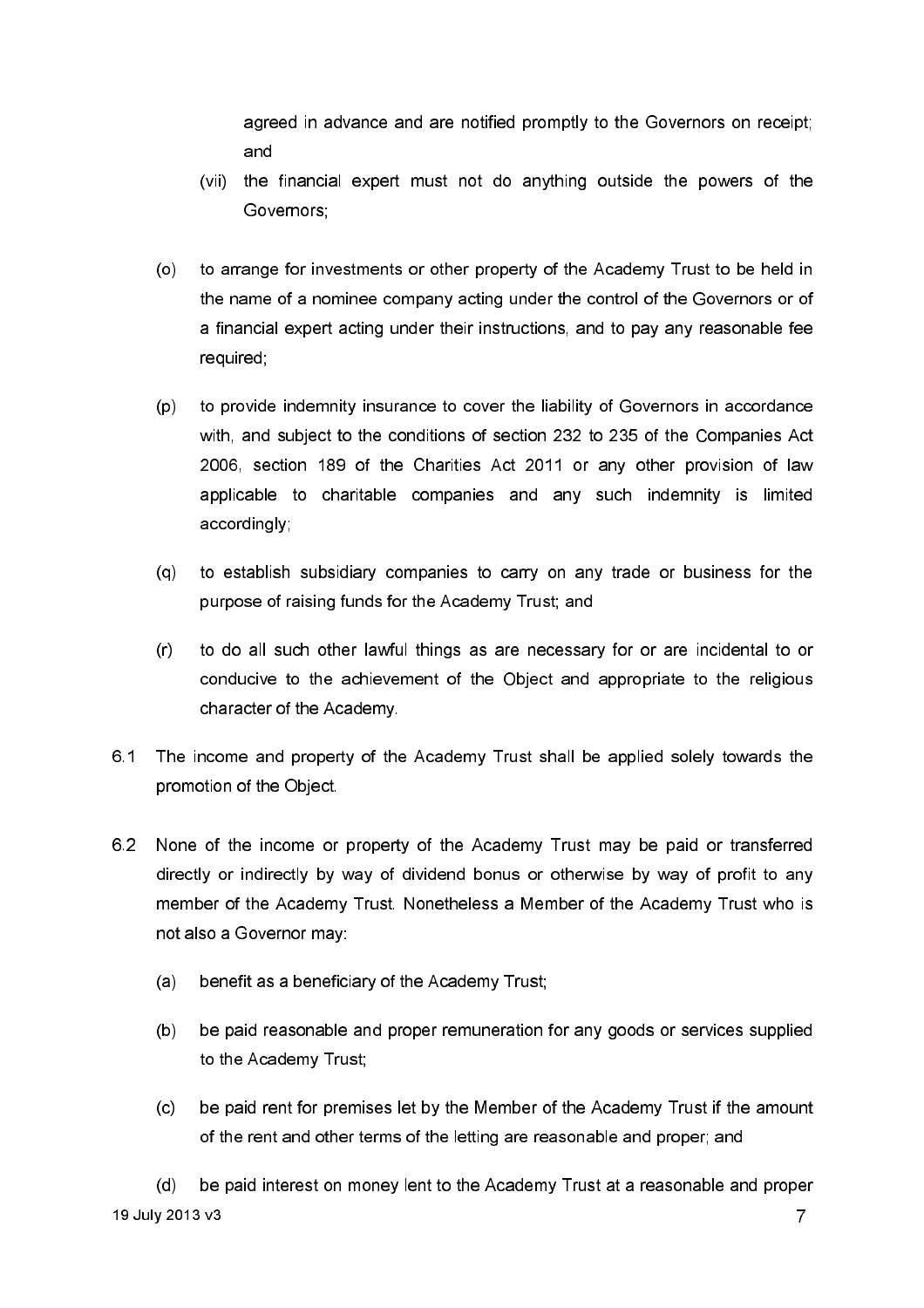agreed in advance and are notified promptly to the Governors on receipt; and

(vii) the financial expert must not do anything outside the powers of the Governors;

(o) to arrange for investments or other property of the Academy Trust to be held in the name of a nominee company acting under the control of the Governors or of a financial expert acting under their instructions, and to pay any reasonable fee required;

(p) to provide indemnity insurance to cover the liability of Governors in accordance with, and subject to the conditions of section 232 to 235 of the Companies Act 2006, section 189 of the Charities Act 2011 or any other provision of law applicable to charitable companies and any such indemnity is limited accordingly;

(q) to establish subsidiary companies to carry on any trade or business for the purpose of raising funds for the Academy Trust; and

(r) to do all such other lawful things as are necessary for or are incidental to or conducive to the achievement of the Object and appropriate to the religious character of the Academy.

6.1 The income and property of the Academy Trust shall be applied solely towards the promotion of the Object.

6.2 None of the income or property of the Academy Trust may be paid or transferred directly or indirectly by way of dividend bonus or otherwise by way of profit to any member of the Academy Trust. Nonetheless a Member of the Academy Trust who is not also a Governor may:

(a) benefit as a beneficiary of the Academy Trust;

(b) be paid reasonable and proper remuneration for any goods or services supplied to the Academy Trust;

(c) be paid rent for premises let by the Member of the Academy Trust if the amount of the rent and other terms of the letting are reasonable and proper; and

(d) be paid interest on money lent to the Academy Trust at a reasonable and proper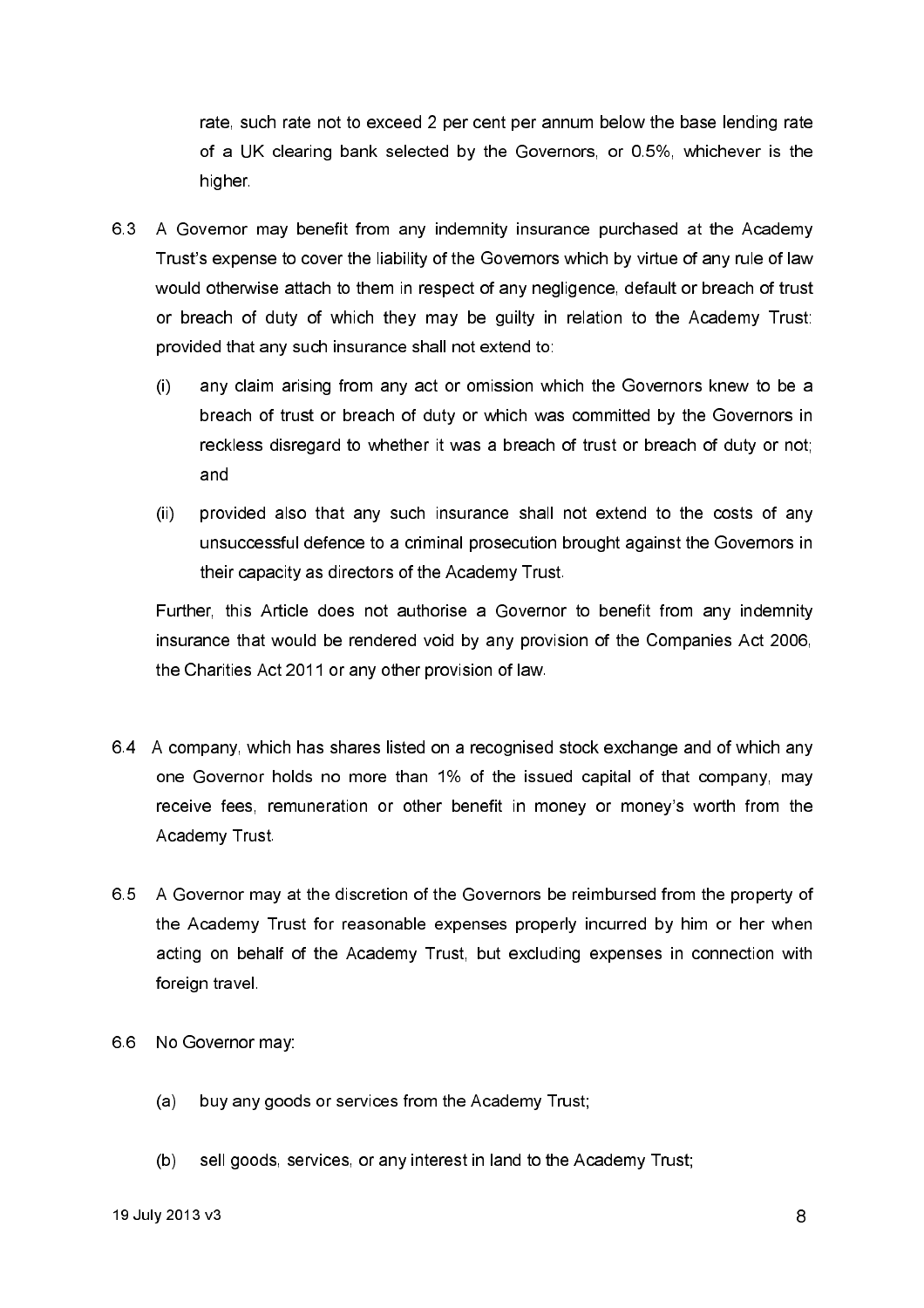rate, such rate not to exceed 2 per cent per annum below the base lending rate of a UK clearing bank selected by the Governors, or 0.5%, whichever is the higher.

6.3 A Governor may benefit from any indemnity insurance purchased at the Academy Trust's expense to cover the liability of the Governors which by virtue of any rule of law would otherwise attach to them in respect of any negligence, default or breach of trust or breach of duty of which they may be guilty in relation to the Academy Trust: provided that any such insurance shall not extend to:

(i) any claim arising from any act or omission which the Governors knew to be a breach of trust or breach of duty or which was committed by the Governors in reckless disregard to whether it was a breach of trust or breach of duty or not; and

(ii) provided also that any such insurance shall not extend to the costs of any unsuccessful defence to a criminal prosecution brought against the Governors in their capacity as directors of the Academy Trust.

Further, this Article does not authorise a Governor to benefit from any indemnity insurance that would be rendered void by any provision of the Companies Act 2006, the Charities Act 2011 or any other provision of law.

6.4 A company, which has shares listed on a recognised stock exchange and of which any one Governor holds no more than 1% of the issued capital of that company, may receive fees, remuneration or other benefit in money or money's worth from the Academy Trust.

6.5 A Governor may at the discretion of the Governors be reimbursed from the property of the Academy Trust for reasonable expenses properly incurred by him or her when acting on behalf of the Academy Trust, but excluding expenses in connection with foreign travel.

6.6 No Governor may:

(a) buy any goods or services from the Academy Trust;

(b) sell goods, services, or any interest in land to the Academy Trust;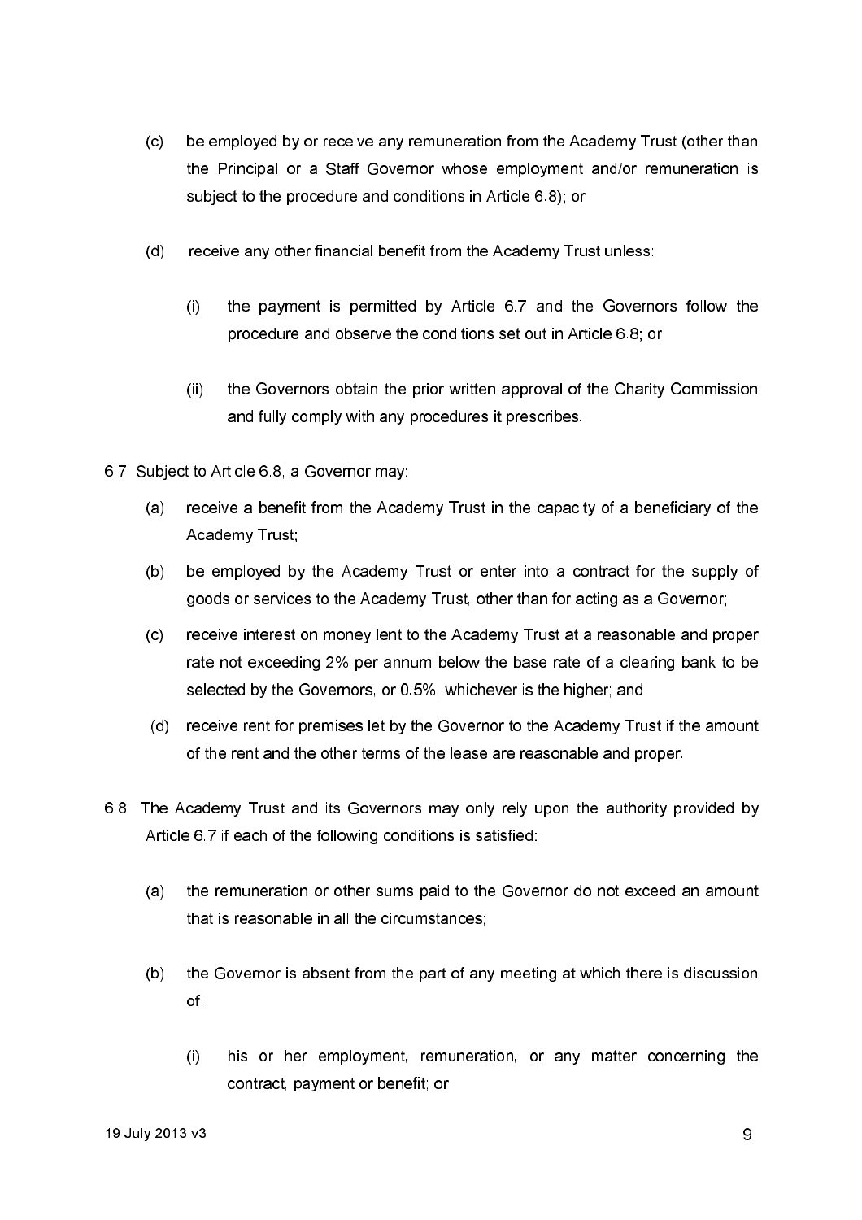(c) be employed by or receive any remuneration from the Academy Trust (other than the Principal or a Staff Governor whose employment and/or remuneration is subject to the procedure and conditions in Article 6.8); or

(d) receive any other financial benefit from the Academy Trust unless:

 (i) the payment is permitted by Article 6.7 and the Governors follow the procedure and observe the conditions set out in Article 6.8; or

 (ii) the Governors obtain the prior written approval of the Charity Commission and fully comply with any procedures it prescribes.

6.7 Subject to Article 6.8, a Governor may:

(a) receive a benefit from the Academy Trust in the capacity of a beneficiary of the Academy Trust;

(b) be employed by the Academy Trust or enter into a contract for the supply of goods or services to the Academy Trust, other than for acting as a Governor;

(c) receive interest on money lent to the Academy Trust at a reasonable and proper rate not exceeding 2% per annum below the base rate of a clearing bank to be selected by the Governors, or 0.5%, whichever is the higher; and

(d) receive rent for premises let by the Governor to the Academy Trust if the amount of the rent and the other terms of the lease are reasonable and proper.

6.8 The Academy Trust and its Governors may only rely upon the authority provided by Article 6.7 if each of the following conditions is satisfied:

(a) the remuneration or other sums paid to the Governor do not exceed an amount that is reasonable in all the circumstances;

(b) the Governor is absent from the part of any meeting at which there is discussion of:

 (i) his or her employment, remuneration, or any matter concerning the contract, payment or benefit; or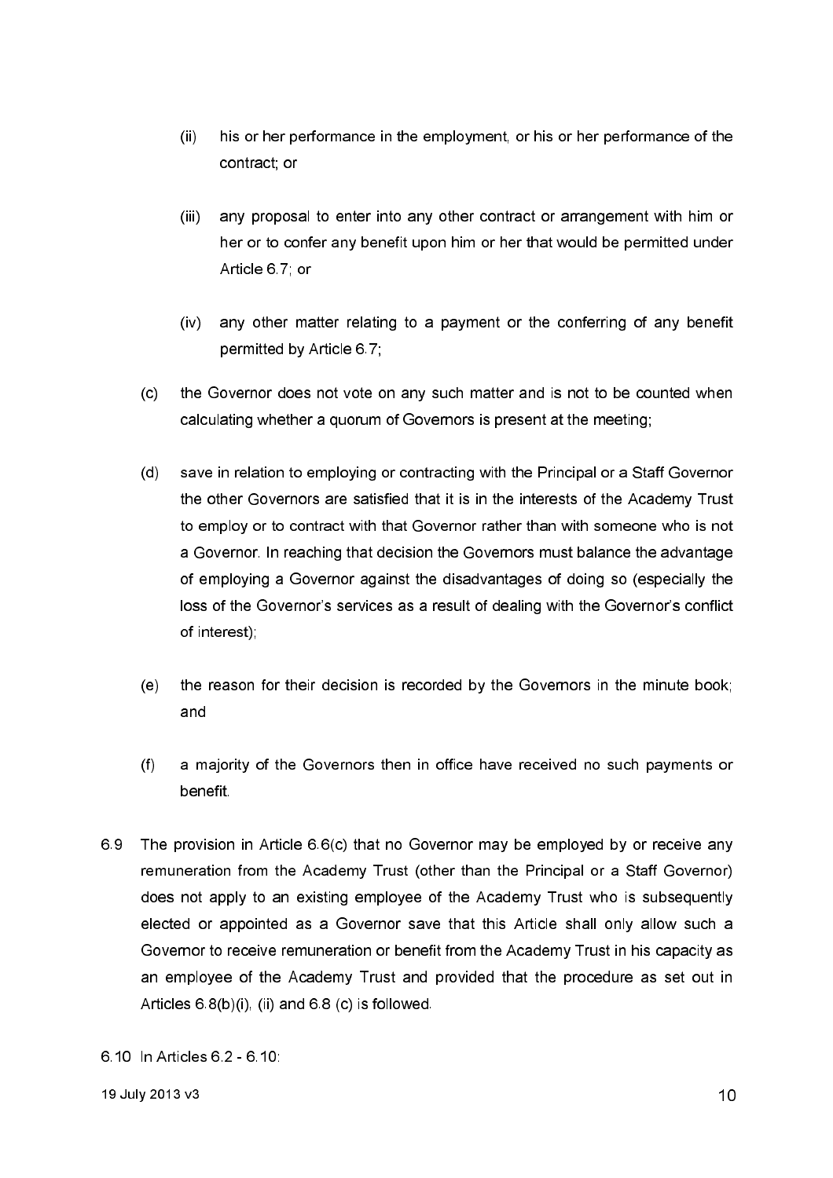(ii) his or her performance in the employment, or his or her performance of the contract; or

(iii) any proposal to enter into any other contract or arrangement with him or her or to confer any benefit upon him or her that would be permitted under Article 6.7; or

(iv) any other matter relating to a payment or the conferring of any benefit permitted by Article 6.7;

(c) the Governor does not vote on any such matter and is not to be counted when calculating whether a quorum of Governors is present at the meeting;

(d) save in relation to employing or contracting with the Principal or a Staff Governor the other Governors are satisfied that it is in the interests of the Academy Trust to employ or to contract with that Governor rather than with someone who is not a Governor. In reaching that decision the Governors must balance the advantage of employing a Governor against the disadvantages of doing so (especially the loss of the Governor's services as a result of dealing with the Governor's conflict of interest);

(e) the reason for their decision is recorded by the Governors in the minute book; and

(f) a majority of the Governors then in office have received no such payments or benefit.

6.9 The provision in Article 6.6(c) that no Governor may be employed by or receive any remuneration from the Academy Trust (other than the Principal or a Staff Governor) does not apply to an existing employee of the Academy Trust who is subsequently elected or appointed as a Governor save that this Article shall only allow such a Governor to receive remuneration or benefit from the Academy Trust in his capacity as an employee of the Academy Trust and provided that the procedure as set out in Articles 6.8(b)(i), (ii) and 6.8 (c) is followed.

6.10 In Articles 6.2 - 6.10: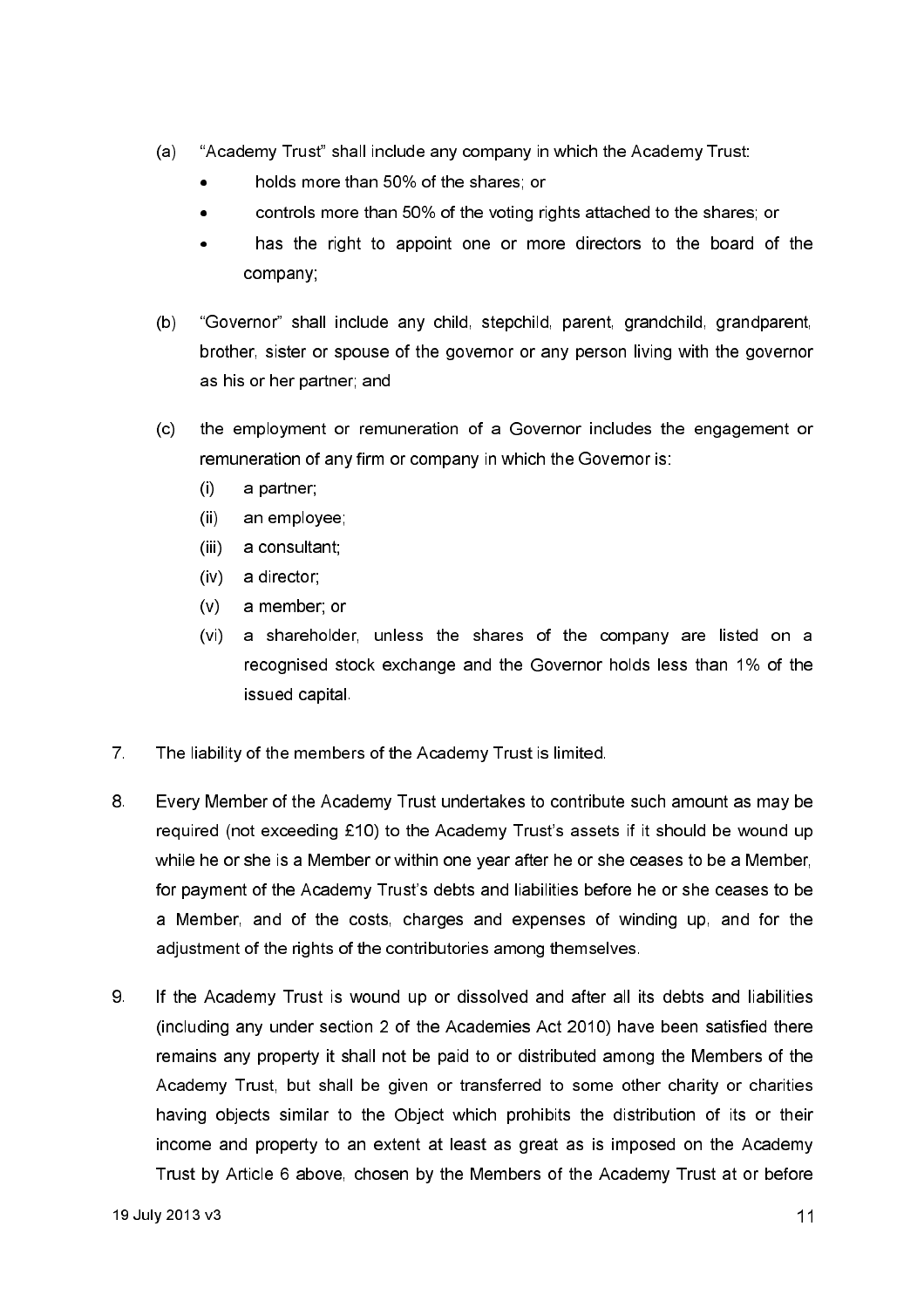(a) "Academy Trust" shall include any company in which the Academy Trust:

- holds more than 50% of the shares; or
- controls more than 50% of the voting rights attached to the shares; or
- has the right to appoint one or more directors to the board of the company;

(b) "Governor" shall include any child, stepchild, parent, grandchild, grandparent, brother, sister or spouse of the governor or any person living with the governor as his or her partner; and

(c) the employment or remuneration of a Governor includes the engagement or remuneration of any firm or company in which the Governor is:

(i) a partner;

(ii) an employee;

(iii) a consultant;

(iv) a director;

(v) a member; or

(vi) a shareholder, unless the shares of the company are listed on a recognised stock exchange and the Governor holds less than 1% of the issued capital.

7. The liability of the members of the Academy Trust is limited.

8. Every Member of the Academy Trust undertakes to contribute such amount as may be required (not exceeding £10) to the Academy Trust's assets if it should be wound up while he or she is a Member or within one year after he or she ceases to be a Member, for payment of the Academy Trust's debts and liabilities before he or she ceases to be a Member, and of the costs, charges and expenses of winding up, and for the adjustment of the rights of the contributories among themselves.

9. If the Academy Trust is wound up or dissolved and after all its debts and liabilities (including any under section 2 of the Academies Act 2010) have been satisfied there remains any property it shall not be paid to or distributed among the Members of the Academy Trust, but shall be given or transferred to some other charity or charities having objects similar to the Object which prohibits the distribution of its or their income and property to an extent at least as great as is imposed on the Academy Trust by Article 6 above, chosen by the Members of the Academy Trust at or before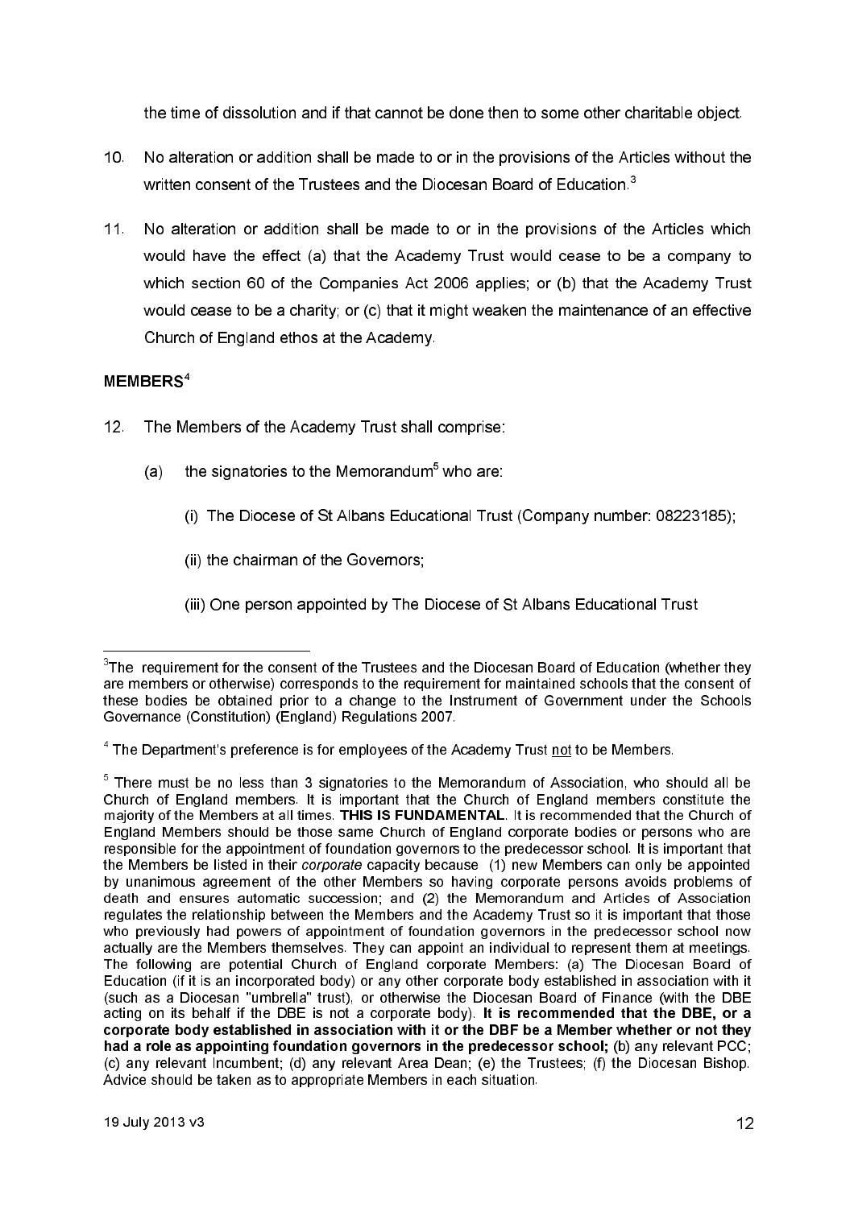the time of dissolution and if that cannot be done then to some other charitable object.

10. No alteration or addition shall be made to or in the provisions of the Articles without the written consent of the Trustees and the Diocesan Board of Education.[3]

11. No alteration or addition shall be made to or in the provisions of the Articles which would have the effect (a) that the Academy Trust would cease to be a company to which section 60 of the Companies Act 2006 applies; or (b) that the Academy Trust would cease to be a charity; or (c) that it might weaken the maintenance of an effective Church of England ethos at the Academy.

**MEMBERS**[4]

12. The Members of the Academy Trust shall comprise:

    (a) the signatories to the Memorandum[5] who are:

        (i) The Diocese of St Albans Educational Trust (Company number: 08223185);

        (ii) the chairman of the Governors;

        (iii) One person appointed by The Diocese of St Albans Educational Trust

---

[3] The requirement for the consent of the Trustees and the Diocesan Board of Education (whether they are members or otherwise) corresponds to the requirement for maintained schools that the consent of these bodies be obtained prior to a change to the Instrument of Government under the Schools Governance (Constitution) (England) Regulations 2007.

[4] The Department's preference is for employees of the Academy Trust not to be Members.

[5] There must be no less than 3 signatories to the Memorandum of Association, who should all be Church of England members. It is important that the Church of England members constitute the majority of the Members at all times. **THIS IS FUNDAMENTAL**. It is recommended that the Church of England Members should be those same Church of England corporate bodies or persons who are responsible for the appointment of foundation governors to the predecessor school. It is important that the Members be listed in their *corporate* capacity because (1) new Members can only be appointed by unanimous agreement of the other Members so having corporate persons avoids problems of death and ensures automatic succession; and (2) the Memorandum and Articles of Association regulates the relationship between the Members and the Academy Trust so it is important that those who previously had powers of appointment of foundation governors in the predecessor school now actually are the Members themselves. They can appoint an individual to represent them at meetings. The following are potential Church of England corporate Members: (a) The Diocesan Board of Education (if it is an incorporated body) or any other corporate body established in association with it (such as a Diocesan "umbrella" trust), or otherwise the Diocesan Board of Finance (with the DBE acting on its behalf if the DBE is not a corporate body). **It is recommended that the DBE, or a corporate body established in association with it or the DBF be a Member whether or not they had a role as appointing foundation governors in the predecessor school;** (b) any relevant PCC; (c) any relevant Incumbent; (d) any relevant Area Dean; (e) the Trustees; (f) the Diocesan Bishop. Advice should be taken as to appropriate Members in each situation.

19 July 2013 v3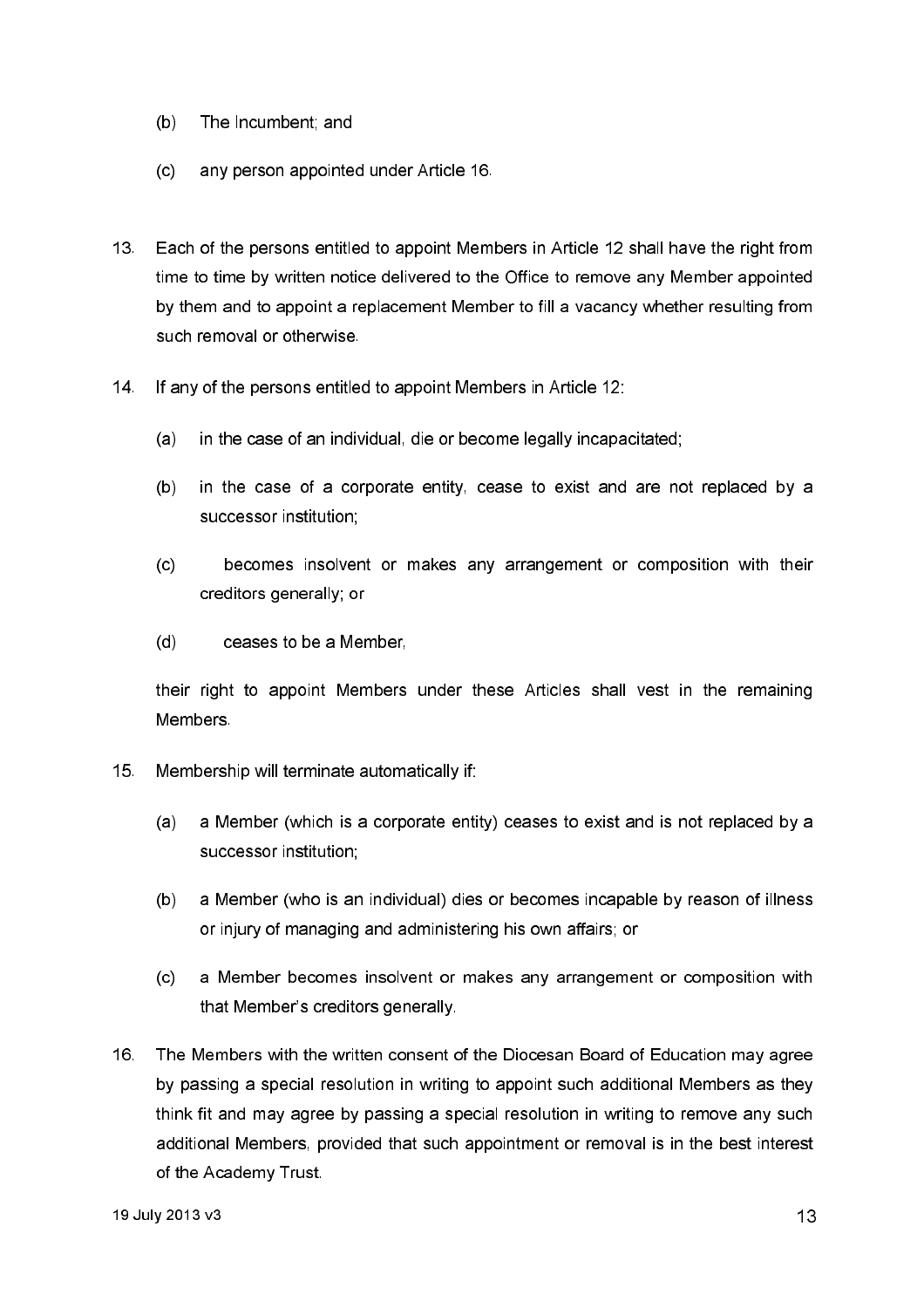(b) The Incumbent; and

(c) any person appointed under Article 16.

13. Each of the persons entitled to appoint Members in Article 12 shall have the right from time to time by written notice delivered to the Office to remove any Member appointed by them and to appoint a replacement Member to fill a vacancy whether resulting from such removal or otherwise.

14. If any of the persons entitled to appoint Members in Article 12:

    (a) in the case of an individual, die or become legally incapacitated;

    (b) in the case of a corporate entity, cease to exist and are not replaced by a successor institution;

    (c) becomes insolvent or makes any arrangement or composition with their creditors generally; or

    (d) ceases to be a Member,

    their right to appoint Members under these Articles shall vest in the remaining Members.

15. Membership will terminate automatically if:

    (a) a Member (which is a corporate entity) ceases to exist and is not replaced by a successor institution;

    (b) a Member (who is an individual) dies or becomes incapable by reason of illness or injury of managing and administering his own affairs; or

    (c) a Member becomes insolvent or makes any arrangement or composition with that Member's creditors generally.

16. The Members with the written consent of the Diocesan Board of Education may agree by passing a special resolution in writing to appoint such additional Members as they think fit and may agree by passing a special resolution in writing to remove any such additional Members, provided that such appointment or removal is in the best interest of the Academy Trust.

19 July 2013 v3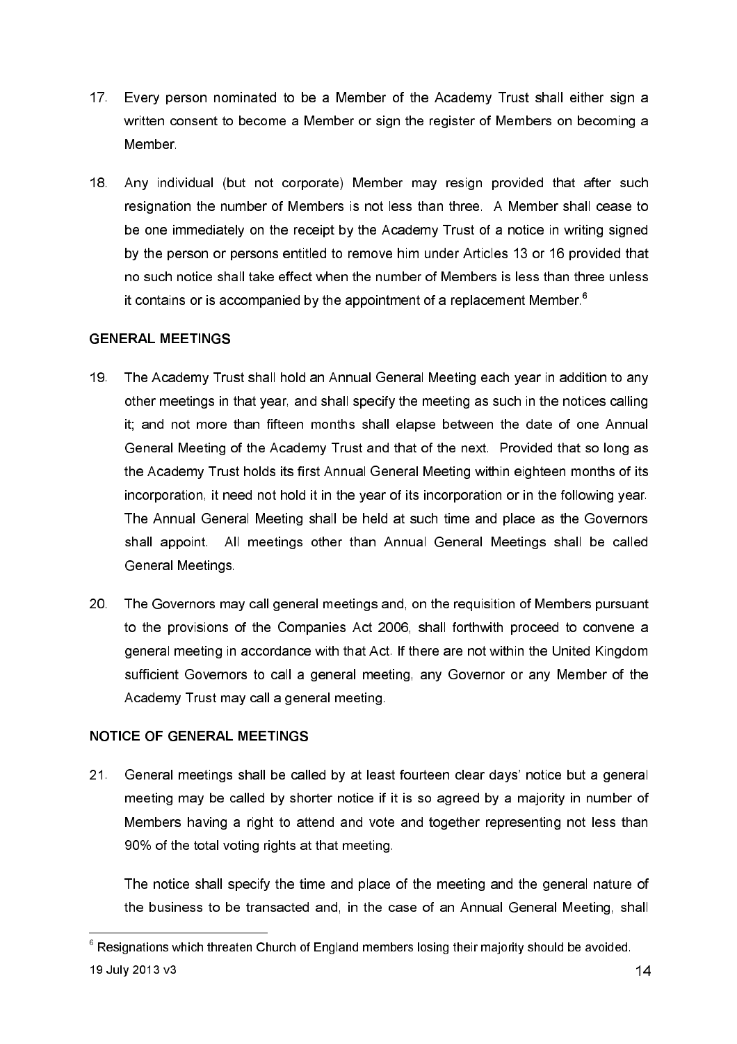17. Every person nominated to be a Member of the Academy Trust shall either sign a written consent to become a Member or sign the register of Members on becoming a Member.

18. Any individual (but not corporate) Member may resign provided that after such resignation the number of Members is not less than three. A Member shall cease to be one immediately on the receipt by the Academy Trust of a notice in writing signed by the person or persons entitled to remove him under Articles 13 or 16 provided that no such notice shall take effect when the number of Members is less than three unless it contains or is accompanied by the appointment of a replacement Member.[6]

## GENERAL MEETINGS

19. The Academy Trust shall hold an Annual General Meeting each year in addition to any other meetings in that year, and shall specify the meeting as such in the notices calling it; and not more than fifteen months shall elapse between the date of one Annual General Meeting of the Academy Trust and that of the next. Provided that so long as the Academy Trust holds its first Annual General Meeting within eighteen months of its incorporation, it need not hold it in the year of its incorporation or in the following year. The Annual General Meeting shall be held at such time and place as the Governors shall appoint. All meetings other than Annual General Meetings shall be called General Meetings.

20. The Governors may call general meetings and, on the requisition of Members pursuant to the provisions of the Companies Act 2006, shall forthwith proceed to convene a general meeting in accordance with that Act. If there are not within the United Kingdom sufficient Governors to call a general meeting, any Governor or any Member of the Academy Trust may call a general meeting.

## NOTICE OF GENERAL MEETINGS

21. General meetings shall be called by at least fourteen clear days' notice but a general meeting may be called by shorter notice if it is so agreed by a majority in number of Members having a right to attend and vote and together representing not less than 90% of the total voting rights at that meeting.

    The notice shall specify the time and place of the meeting and the general nature of the business to be transacted and, in the case of an Annual General Meeting, shall

---

[6] Resignations which threaten Church of England members losing their majority should be avoided.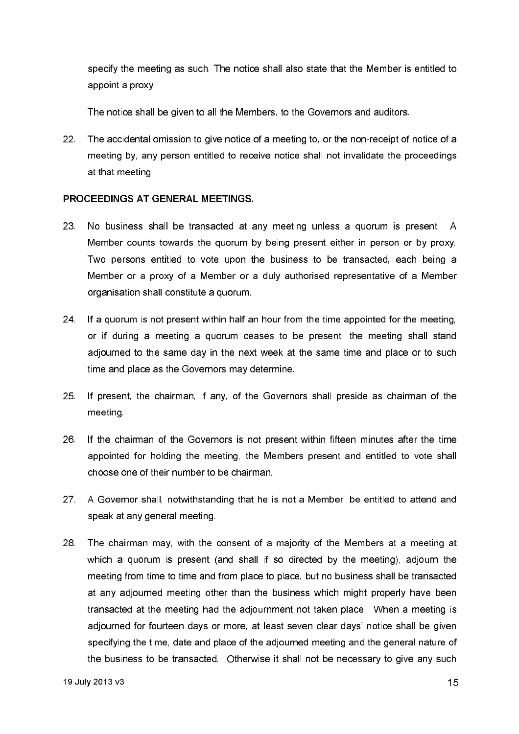specify the meeting as such. The notice shall also state that the Member is entitled to appoint a proxy.

The notice shall be given to all the Members, to the Governors and auditors.

22. The accidental omission to give notice of a meeting to, or the non-receipt of notice of a meeting by, any person entitled to receive notice shall not invalidate the proceedings at that meeting.

**PROCEEDINGS AT GENERAL MEETINGS.**

23. No business shall be transacted at any meeting unless a quorum is present. A Member counts towards the quorum by being present either in person or by proxy. Two persons entitled to vote upon the business to be transacted, each being a Member or a proxy of a Member or a duly authorised representative of a Member organisation shall constitute a quorum.

24. If a quorum is not present within half an hour from the time appointed for the meeting, or if during a meeting a quorum ceases to be present, the meeting shall stand adjourned to the same day in the next week at the same time and place or to such time and place as the Governors may determine.

25. If present, the chairman, if any, of the Governors shall preside as chairman of the meeting.

26. If the chairman of the Governors is not present within fifteen minutes after the time appointed for holding the meeting, the Members present and entitled to vote shall choose one of their number to be chairman.

27. A Governor shall, notwithstanding that he is not a Member, be entitled to attend and speak at any general meeting.

28. The chairman may, with the consent of a majority of the Members at a meeting at which a quorum is present (and shall if so directed by the meeting), adjourn the meeting from time to time and from place to place, but no business shall be transacted at any adjourned meeting other than the business which might properly have been transacted at the meeting had the adjournment not taken place. When a meeting is adjourned for fourteen days or more, at least seven clear days' notice shall be given specifying the time, date and place of the adjourned meeting and the general nature of the business to be transacted. Otherwise it shall not be necessary to give any such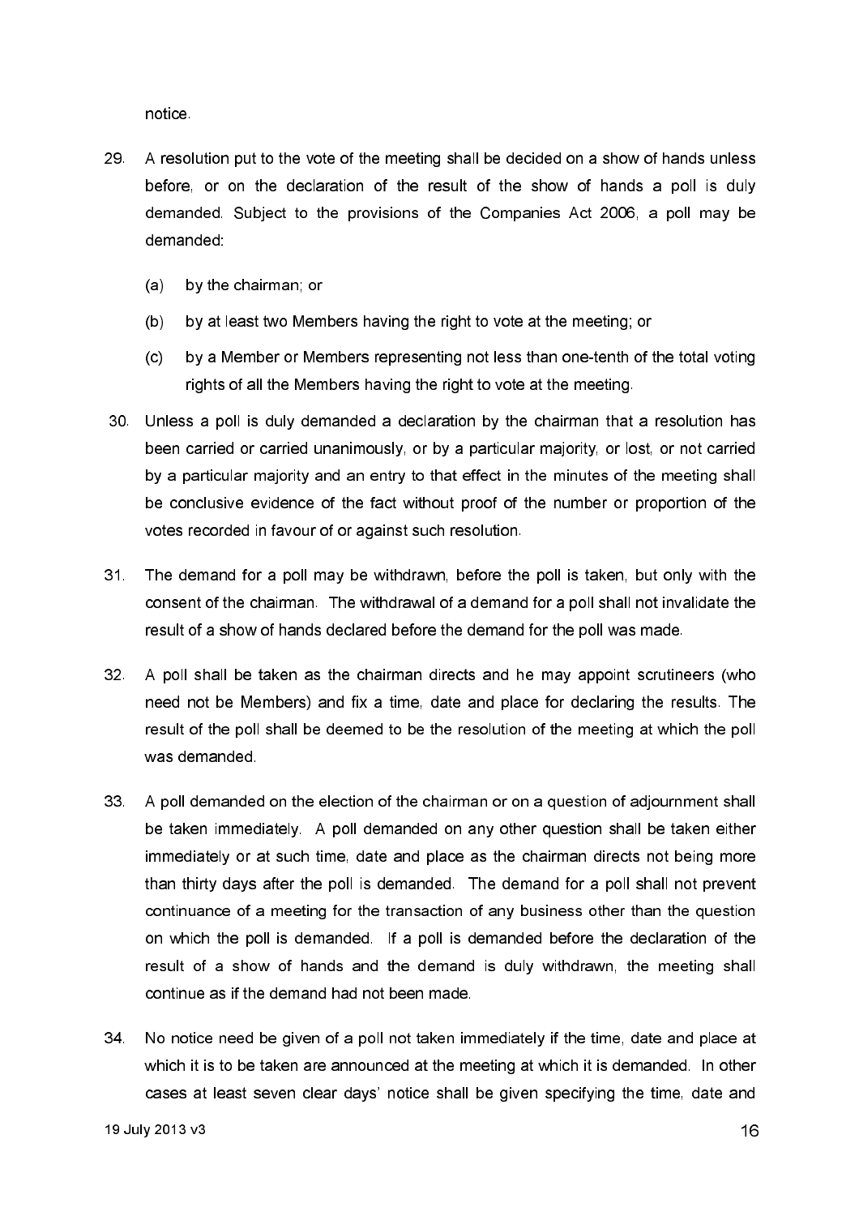notice.

29. A resolution put to the vote of the meeting shall be decided on a show of hands unless before, or on the declaration of the result of the show of hands a poll is duly demanded. Subject to the provisions of the Companies Act 2006, a poll may be demanded:

    (a) by the chairman; or

    (b) by at least two Members having the right to vote at the meeting; or

    (c) by a Member or Members representing not less than one-tenth of the total voting rights of all the Members having the right to vote at the meeting.

30. Unless a poll is duly demanded a declaration by the chairman that a resolution has been carried or carried unanimously, or by a particular majority, or lost, or not carried by a particular majority and an entry to that effect in the minutes of the meeting shall be conclusive evidence of the fact without proof of the number or proportion of the votes recorded in favour of or against such resolution.

31. The demand for a poll may be withdrawn, before the poll is taken, but only with the consent of the chairman. The withdrawal of a demand for a poll shall not invalidate the result of a show of hands declared before the demand for the poll was made.

32. A poll shall be taken as the chairman directs and he may appoint scrutineers (who need not be Members) and fix a time, date and place for declaring the results. The result of the poll shall be deemed to be the resolution of the meeting at which the poll was demanded.

33. A poll demanded on the election of the chairman or on a question of adjournment shall be taken immediately. A poll demanded on any other question shall be taken either immediately or at such time, date and place as the chairman directs not being more than thirty days after the poll is demanded. The demand for a poll shall not prevent continuance of a meeting for the transaction of any business other than the question on which the poll is demanded. If a poll is demanded before the declaration of the result of a show of hands and the demand is duly withdrawn, the meeting shall continue as if the demand had not been made.

34. No notice need be given of a poll not taken immediately if the time, date and place at which it is to be taken are announced at the meeting at which it is demanded. In other cases at least seven clear days' notice shall be given specifying the time, date and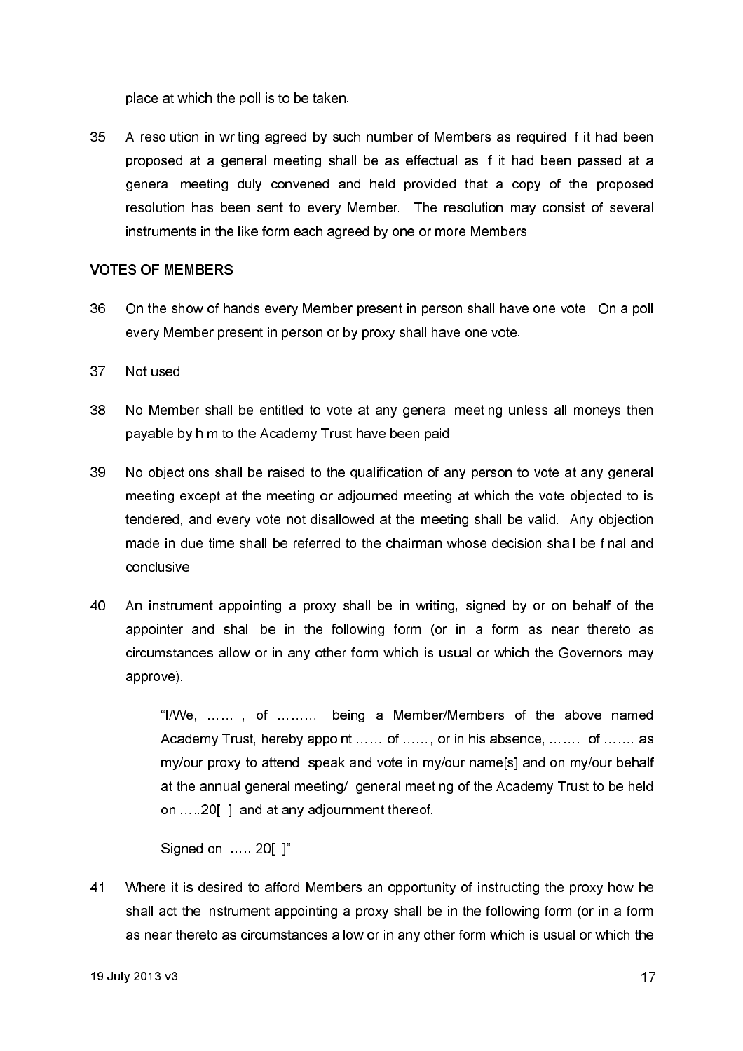place at which the poll is to be taken.

35. A resolution in writing agreed by such number of Members as required if it had been proposed at a general meeting shall be as effectual as if it had been passed at a general meeting duly convened and held provided that a copy of the proposed resolution has been sent to every Member. The resolution may consist of several instruments in the like form each agreed by one or more Members.

**VOTES OF MEMBERS**

36. On the show of hands every Member present in person shall have one vote. On a poll every Member present in person or by proxy shall have one vote.

37. Not used.

38. No Member shall be entitled to vote at any general meeting unless all moneys then payable by him to the Academy Trust have been paid.

39. No objections shall be raised to the qualification of any person to vote at any general meeting except at the meeting or adjourned meeting at which the vote objected to is tendered, and every vote not disallowed at the meeting shall be valid. Any objection made in due time shall be referred to the chairman whose decision shall be final and conclusive.

40. An instrument appointing a proxy shall be in writing, signed by or on behalf of the appointer and shall be in the following form (or in a form as near thereto as circumstances allow or in any other form which is usual or which the Governors may approve).

    "I/We, ……., of ………, being a Member/Members of the above named Academy Trust, hereby appoint …… of ……, or in his absence, …….. of ……. as my/our proxy to attend, speak and vote in my/our name[s] and on my/our behalf at the annual general meeting/ general meeting of the Academy Trust to be held on …..20[ ], and at any adjournment thereof.

    Signed on ….. 20[ ]"

41. Where it is desired to afford Members an opportunity of instructing the proxy how he shall act the instrument appointing a proxy shall be in the following form (or in a form as near thereto as circumstances allow or in any other form which is usual or which the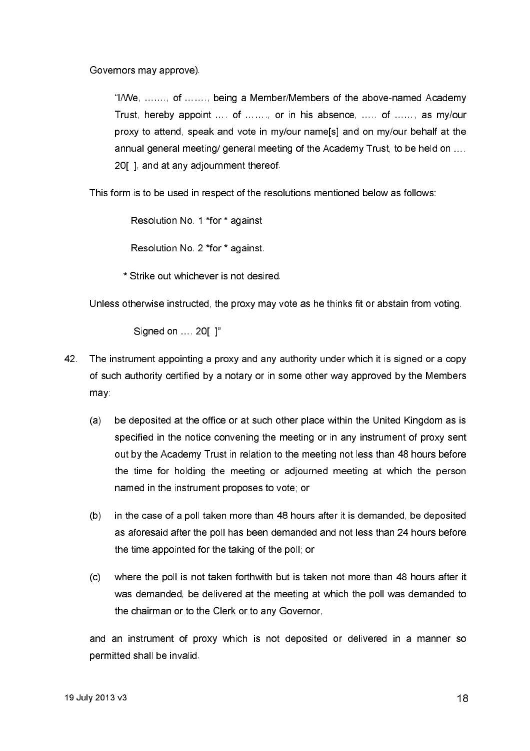Governors may approve).

> "I/We, ……., of ……., being a Member/Members of the above-named Academy Trust, hereby appoint …. of ……., or in his absence, ….. of ……, as my/our proxy to attend, speak and vote in my/our name[s] and on my/our behalf at the annual general meeting/ general meeting of the Academy Trust, to be held on …. 20[ ], and at any adjournment thereof.

This form is to be used in respect of the resolutions mentioned below as follows:

Resolution No. 1 *for * against

Resolution No. 2 *for * against.

* Strike out whichever is not desired.

Unless otherwise instructed, the proxy may vote as he thinks fit or abstain from voting.

Signed on …. 20[ ]"

42. The instrument appointing a proxy and any authority under which it is signed or a copy of such authority certified by a notary or in some other way approved by the Members may:

    (a) be deposited at the office or at such other place within the United Kingdom as is specified in the notice convening the meeting or in any instrument of proxy sent out by the Academy Trust in relation to the meeting not less than 48 hours before the time for holding the meeting or adjourned meeting at which the person named in the instrument proposes to vote; or

    (b) in the case of a poll taken more than 48 hours after it is demanded, be deposited as aforesaid after the poll has been demanded and not less than 24 hours before the time appointed for the taking of the poll; or

    (c) where the poll is not taken forthwith but is taken not more than 48 hours after it was demanded, be delivered at the meeting at which the poll was demanded to the chairman or to the Clerk or to any Governor,

    and an instrument of proxy which is not deposited or delivered in a manner so permitted shall be invalid.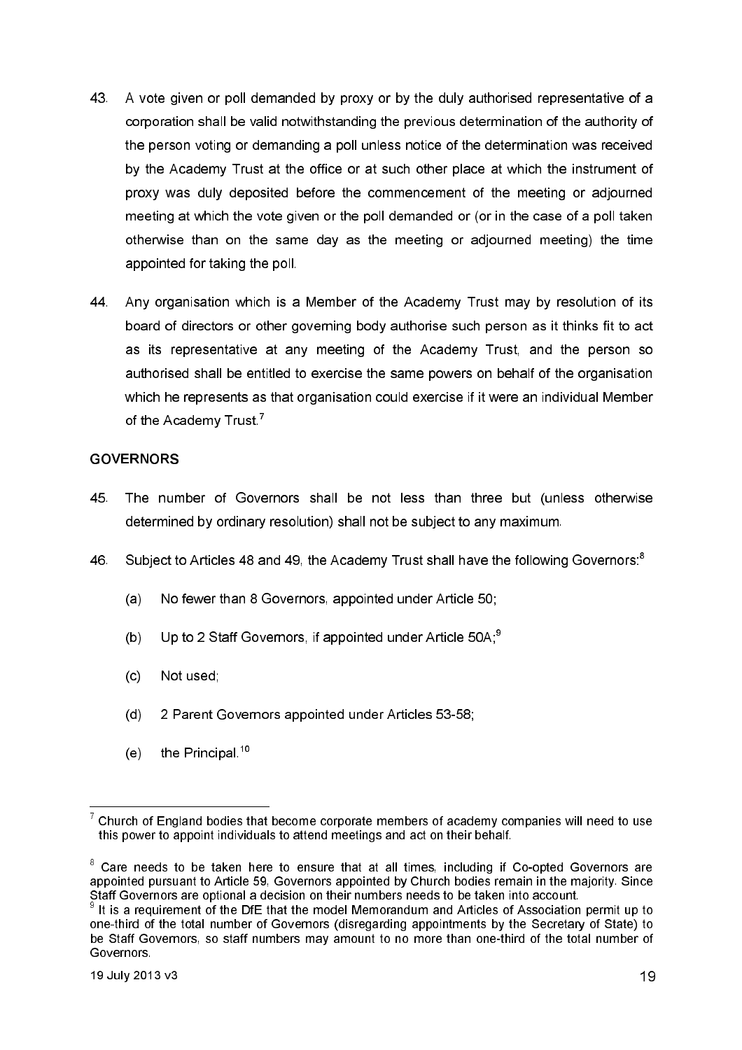43. A vote given or poll demanded by proxy or by the duly authorised representative of a corporation shall be valid notwithstanding the previous determination of the authority of the person voting or demanding a poll unless notice of the determination was received by the Academy Trust at the office or at such other place at which the instrument of proxy was duly deposited before the commencement of the meeting or adjourned meeting at which the vote given or the poll demanded or (or in the case of a poll taken otherwise than on the same day as the meeting or adjourned meeting) the time appointed for taking the poll.

44. Any organisation which is a Member of the Academy Trust may by resolution of its board of directors or other governing body authorise such person as it thinks fit to act as its representative at any meeting of the Academy Trust, and the person so authorised shall be entitled to exercise the same powers on behalf of the organisation which he represents as that organisation could exercise if it were an individual Member of the Academy Trust.[7]

## GOVERNORS

45. The number of Governors shall be not less than three but (unless otherwise determined by ordinary resolution) shall not be subject to any maximum.

46. Subject to Articles 48 and 49, the Academy Trust shall have the following Governors:[8]

    (a) No fewer than 8 Governors, appointed under Article 50;

    (b) Up to 2 Staff Governors, if appointed under Article 50A;[9]

    (c) Not used;

    (d) 2 Parent Governors appointed under Articles 53-58;

    (e) the Principal.[10]

---

[7] Church of England bodies that become corporate members of academy companies will need to use this power to appoint individuals to attend meetings and act on their behalf.

[8] Care needs to be taken here to ensure that at all times, including if Co-opted Governors are appointed pursuant to Article 59, Governors appointed by Church bodies remain in the majority. Since Staff Governors are optional a decision on their numbers needs to be taken into account.

[9] It is a requirement of the DfE that the model Memorandum and Articles of Association permit up to one-third of the total number of Governors (disregarding appointments by the Secretary of State) to be Staff Governors, so staff numbers may amount to no more than one-third of the total number of Governors.

19 July 2013 v3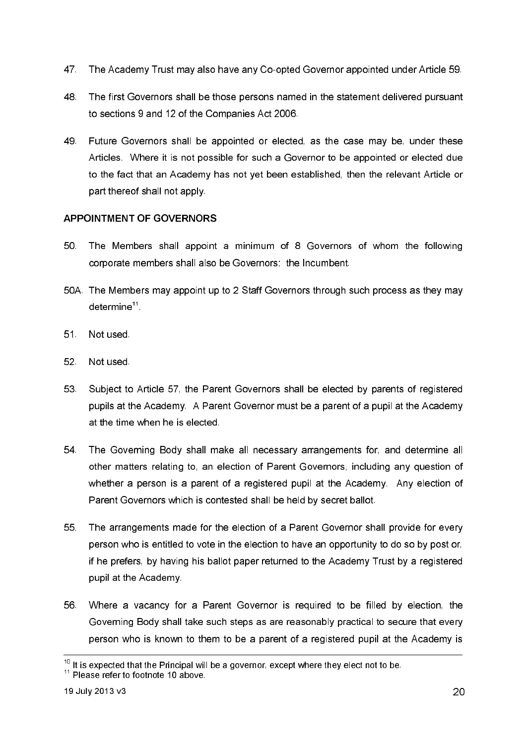47. The Academy Trust may also have any Co-opted Governor appointed under Article 59.

48. The first Governors shall be those persons named in the statement delivered pursuant to sections 9 and 12 of the Companies Act 2006.

49. Future Governors shall be appointed or elected, as the case may be, under these Articles. Where it is not possible for such a Governor to be appointed or elected due to the fact that an Academy has not yet been established, then the relevant Article or part thereof shall not apply.

**APPOINTMENT OF GOVERNORS**

50. The Members shall appoint a minimum of 8 Governors of whom the following corporate members shall also be Governors: the Incumbent.

50A. The Members may appoint up to 2 Staff Governors through such process as they may determine[11].

51. Not used.

52. Not used.

53. Subject to Article 57, the Parent Governors shall be elected by parents of registered pupils at the Academy. A Parent Governor must be a parent of a pupil at the Academy at the time when he is elected.

54. The Governing Body shall make all necessary arrangements for, and determine all other matters relating to, an election of Parent Governors, including any question of whether a person is a parent of a registered pupil at the Academy. Any election of Parent Governors which is contested shall be held by secret ballot.

55. The arrangements made for the election of a Parent Governor shall provide for every person who is entitled to vote in the election to have an opportunity to do so by post or, if he prefers, by having his ballot paper returned to the Academy Trust by a registered pupil at the Academy.

56. Where a vacancy for a Parent Governor is required to be filled by election, the Governing Body shall take such steps as are reasonably practical to secure that every person who is known to them to be a parent of a registered pupil at the Academy is

---

[10] It is expected that the Principal will be a governor, except where they elect not to be.

[11] Please refer to footnote 10 above.

19 July 2013 v3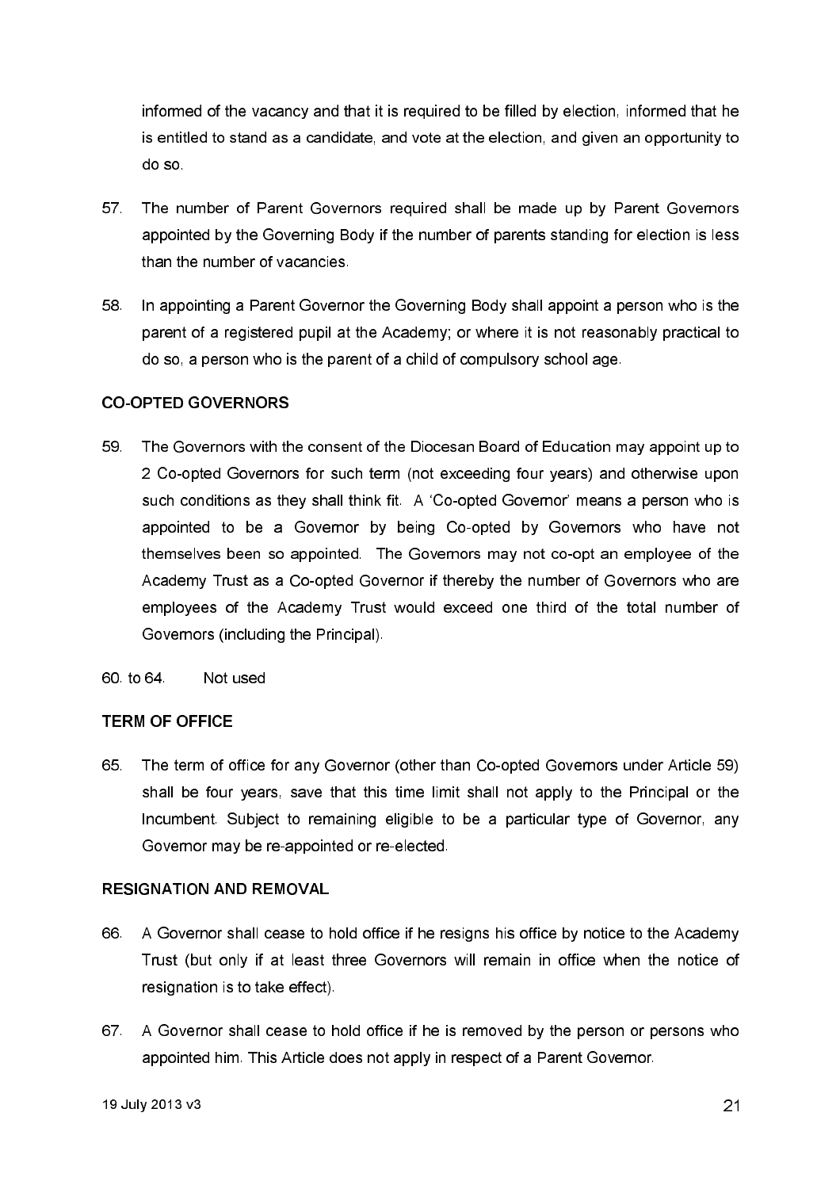informed of the vacancy and that it is required to be filled by election, informed that he is entitled to stand as a candidate, and vote at the election, and given an opportunity to do so.

57. The number of Parent Governors required shall be made up by Parent Governors appointed by the Governing Body if the number of parents standing for election is less than the number of vacancies.

58. In appointing a Parent Governor the Governing Body shall appoint a person who is the parent of a registered pupil at the Academy; or where it is not reasonably practical to do so, a person who is the parent of a child of compulsory school age.

## CO-OPTED GOVERNORS

59. The Governors with the consent of the Diocesan Board of Education may appoint up to 2 Co-opted Governors for such term (not exceeding four years) and otherwise upon such conditions as they shall think fit. A 'Co-opted Governor' means a person who is appointed to be a Governor by being Co-opted by Governors who have not themselves been so appointed. The Governors may not co-opt an employee of the Academy Trust as a Co-opted Governor if thereby the number of Governors who are employees of the Academy Trust would exceed one third of the total number of Governors (including the Principal).

60. to 64. Not used

## TERM OF OFFICE

65. The term of office for any Governor (other than Co-opted Governors under Article 59) shall be four years, save that this time limit shall not apply to the Principal or the Incumbent. Subject to remaining eligible to be a particular type of Governor, any Governor may be re-appointed or re-elected.

## RESIGNATION AND REMOVAL

66. A Governor shall cease to hold office if he resigns his office by notice to the Academy Trust (but only if at least three Governors will remain in office when the notice of resignation is to take effect).

67. A Governor shall cease to hold office if he is removed by the person or persons who appointed him. This Article does not apply in respect of a Parent Governor.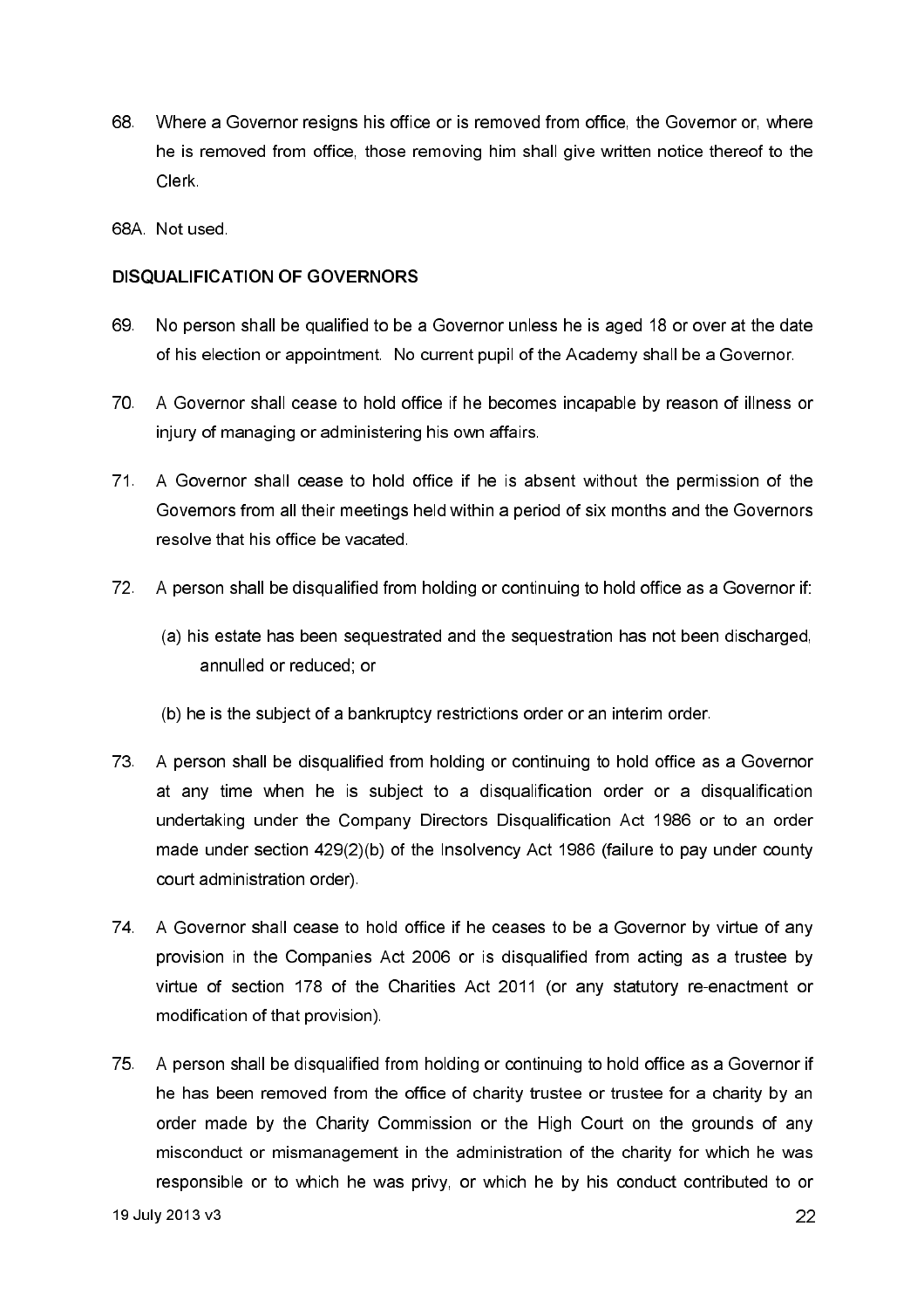68. Where a Governor resigns his office or is removed from office, the Governor or, where he is removed from office, those removing him shall give written notice thereof to the Clerk.

68A. Not used.

## DISQUALIFICATION OF GOVERNORS

69. No person shall be qualified to be a Governor unless he is aged 18 or over at the date of his election or appointment. No current pupil of the Academy shall be a Governor.

70. A Governor shall cease to hold office if he becomes incapable by reason of illness or injury of managing or administering his own affairs.

71. A Governor shall cease to hold office if he is absent without the permission of the Governors from all their meetings held within a period of six months and the Governors resolve that his office be vacated.

72. A person shall be disqualified from holding or continuing to hold office as a Governor if:

    (a) his estate has been sequestrated and the sequestration has not been discharged, annulled or reduced; or

    (b) he is the subject of a bankruptcy restrictions order or an interim order.

73. A person shall be disqualified from holding or continuing to hold office as a Governor at any time when he is subject to a disqualification order or a disqualification undertaking under the Company Directors Disqualification Act 1986 or to an order made under section 429(2)(b) of the Insolvency Act 1986 (failure to pay under county court administration order).

74. A Governor shall cease to hold office if he ceases to be a Governor by virtue of any provision in the Companies Act 2006 or is disqualified from acting as a trustee by virtue of section 178 of the Charities Act 2011 (or any statutory re-enactment or modification of that provision).

75. A person shall be disqualified from holding or continuing to hold office as a Governor if he has been removed from the office of charity trustee or trustee for a charity by an order made by the Charity Commission or the High Court on the grounds of any misconduct or mismanagement in the administration of the charity for which he was responsible or to which he was privy, or which he by his conduct contributed to or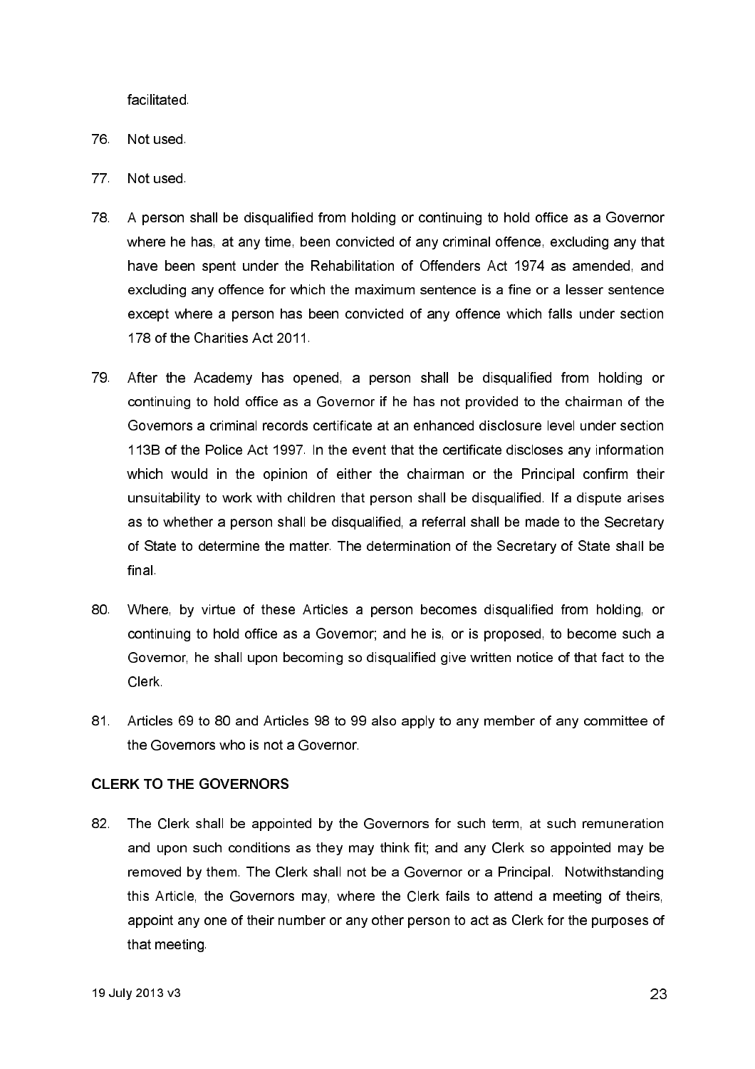facilitated.

76. Not used.

77. Not used.

78. A person shall be disqualified from holding or continuing to hold office as a Governor where he has, at any time, been convicted of any criminal offence, excluding any that have been spent under the Rehabilitation of Offenders Act 1974 as amended, and excluding any offence for which the maximum sentence is a fine or a lesser sentence except where a person has been convicted of any offence which falls under section 178 of the Charities Act 2011.

79. After the Academy has opened, a person shall be disqualified from holding or continuing to hold office as a Governor if he has not provided to the chairman of the Governors a criminal records certificate at an enhanced disclosure level under section 113B of the Police Act 1997. In the event that the certificate discloses any information which would in the opinion of either the chairman or the Principal confirm their unsuitability to work with children that person shall be disqualified. If a dispute arises as to whether a person shall be disqualified, a referral shall be made to the Secretary of State to determine the matter. The determination of the Secretary of State shall be final.

80. Where, by virtue of these Articles a person becomes disqualified from holding, or continuing to hold office as a Governor; and he is, or is proposed, to become such a Governor, he shall upon becoming so disqualified give written notice of that fact to the Clerk.

81. Articles 69 to 80 and Articles 98 to 99 also apply to any member of any committee of the Governors who is not a Governor.

## CLERK TO THE GOVERNORS

82. The Clerk shall be appointed by the Governors for such term, at such remuneration and upon such conditions as they may think fit; and any Clerk so appointed may be removed by them. The Clerk shall not be a Governor or a Principal. Notwithstanding this Article, the Governors may, where the Clerk fails to attend a meeting of theirs, appoint any one of their number or any other person to act as Clerk for the purposes of that meeting.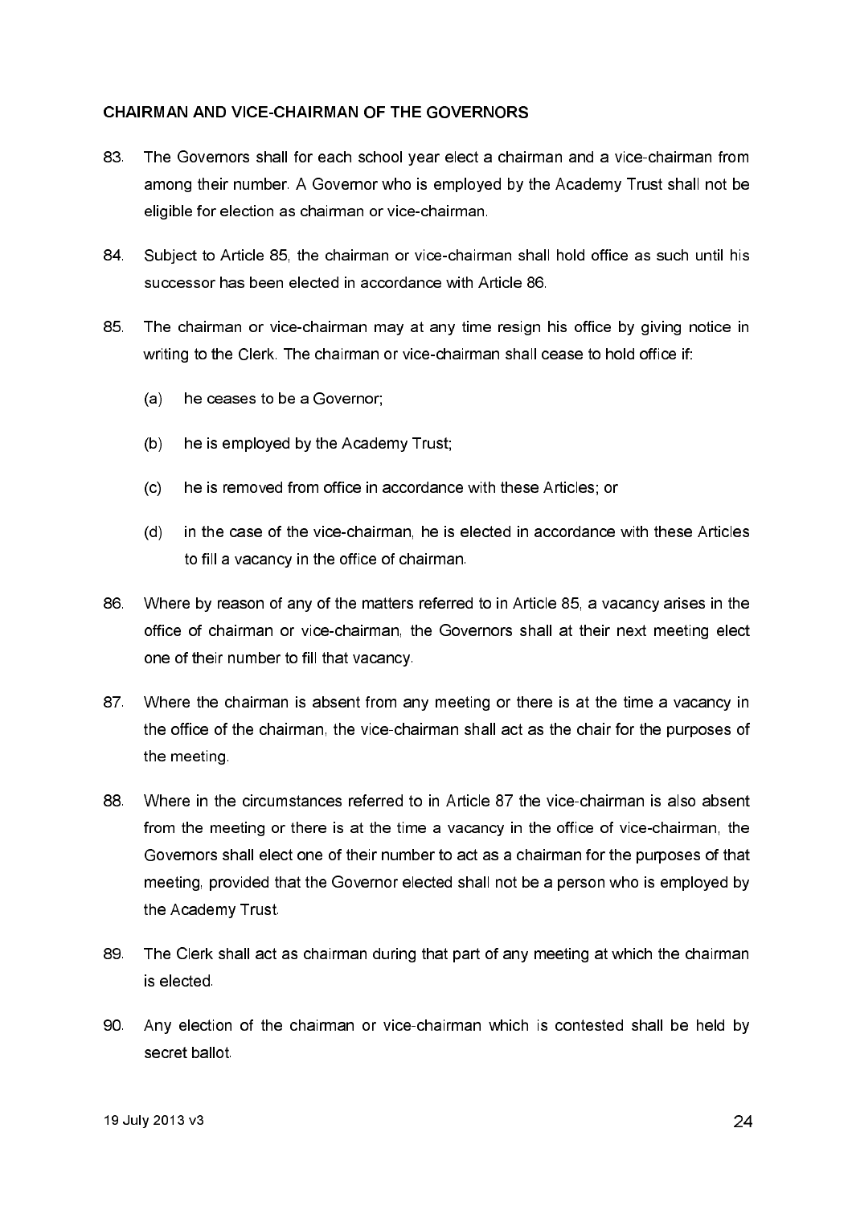## CHAIRMAN AND VICE-CHAIRMAN OF THE GOVERNORS

83. The Governors shall for each school year elect a chairman and a vice-chairman from among their number. A Governor who is employed by the Academy Trust shall not be eligible for election as chairman or vice-chairman.

84. Subject to Article 85, the chairman or vice-chairman shall hold office as such until his successor has been elected in accordance with Article 86.

85. The chairman or vice-chairman may at any time resign his office by giving notice in writing to the Clerk. The chairman or vice-chairman shall cease to hold office if:

    (a) he ceases to be a Governor;

    (b) he is employed by the Academy Trust;

    (c) he is removed from office in accordance with these Articles; or

    (d) in the case of the vice-chairman, he is elected in accordance with these Articles to fill a vacancy in the office of chairman.

86. Where by reason of any of the matters referred to in Article 85, a vacancy arises in the office of chairman or vice-chairman, the Governors shall at their next meeting elect one of their number to fill that vacancy.

87. Where the chairman is absent from any meeting or there is at the time a vacancy in the office of the chairman, the vice-chairman shall act as the chair for the purposes of the meeting.

88. Where in the circumstances referred to in Article 87 the vice-chairman is also absent from the meeting or there is at the time a vacancy in the office of vice-chairman, the Governors shall elect one of their number to act as a chairman for the purposes of that meeting, provided that the Governor elected shall not be a person who is employed by the Academy Trust.

89. The Clerk shall act as chairman during that part of any meeting at which the chairman is elected.

90. Any election of the chairman or vice-chairman which is contested shall be held by secret ballot.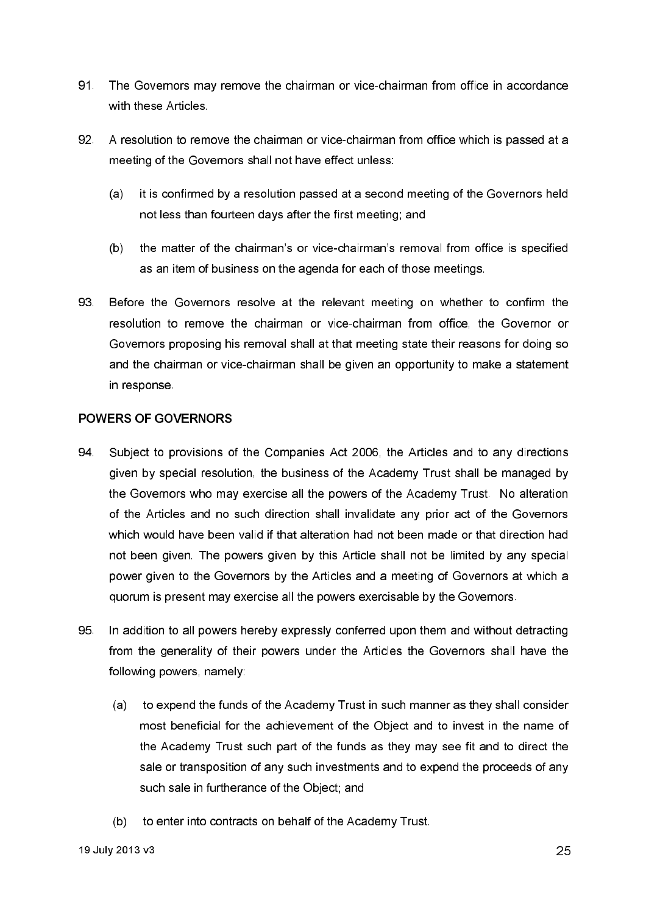91. The Governors may remove the chairman or vice-chairman from office in accordance with these Articles.

92. A resolution to remove the chairman or vice-chairman from office which is passed at a meeting of the Governors shall not have effect unless:

    (a) it is confirmed by a resolution passed at a second meeting of the Governors held not less than fourteen days after the first meeting; and

    (b) the matter of the chairman's or vice-chairman's removal from office is specified as an item of business on the agenda for each of those meetings.

93. Before the Governors resolve at the relevant meeting on whether to confirm the resolution to remove the chairman or vice-chairman from office, the Governor or Governors proposing his removal shall at that meeting state their reasons for doing so and the chairman or vice-chairman shall be given an opportunity to make a statement in response.

## POWERS OF GOVERNORS

94. Subject to provisions of the Companies Act 2006, the Articles and to any directions given by special resolution, the business of the Academy Trust shall be managed by the Governors who may exercise all the powers of the Academy Trust. No alteration of the Articles and no such direction shall invalidate any prior act of the Governors which would have been valid if that alteration had not been made or that direction had not been given. The powers given by this Article shall not be limited by any special power given to the Governors by the Articles and a meeting of Governors at which a quorum is present may exercise all the powers exercisable by the Governors.

95. In addition to all powers hereby expressly conferred upon them and without detracting from the generality of their powers under the Articles the Governors shall have the following powers, namely:

    (a) to expend the funds of the Academy Trust in such manner as they shall consider most beneficial for the achievement of the Object and to invest in the name of the Academy Trust such part of the funds as they may see fit and to direct the sale or transposition of any such investments and to expend the proceeds of any such sale in furtherance of the Object; and

    (b) to enter into contracts on behalf of the Academy Trust.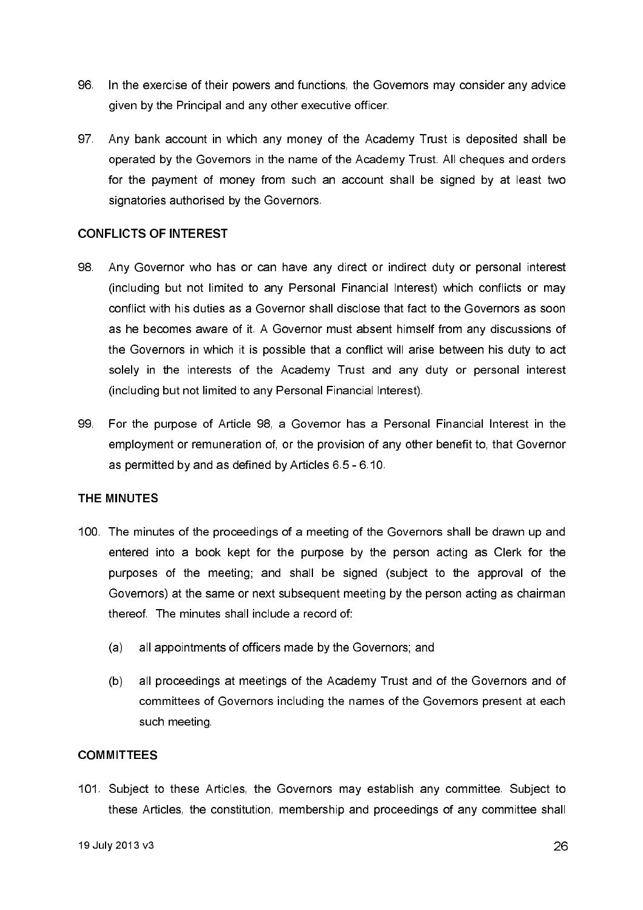96. In the exercise of their powers and functions, the Governors may consider any advice given by the Principal and any other executive officer.

97. Any bank account in which any money of the Academy Trust is deposited shall be operated by the Governors in the name of the Academy Trust. All cheques and orders for the payment of money from such an account shall be signed by at least two signatories authorised by the Governors.

## CONFLICTS OF INTEREST

98. Any Governor who has or can have any direct or indirect duty or personal interest (including but not limited to any Personal Financial Interest) which conflicts or may conflict with his duties as a Governor shall disclose that fact to the Governors as soon as he becomes aware of it. A Governor must absent himself from any discussions of the Governors in which it is possible that a conflict will arise between his duty to act solely in the interests of the Academy Trust and any duty or personal interest (including but not limited to any Personal Financial Interest).

99. For the purpose of Article 98, a Governor has a Personal Financial Interest in the employment or remuneration of, or the provision of any other benefit to, that Governor as permitted by and as defined by Articles 6.5 - 6.10.

## THE MINUTES

100. The minutes of the proceedings of a meeting of the Governors shall be drawn up and entered into a book kept for the purpose by the person acting as Clerk for the purposes of the meeting; and shall be signed (subject to the approval of the Governors) at the same or next subsequent meeting by the person acting as chairman thereof. The minutes shall include a record of:

    (a) all appointments of officers made by the Governors; and

    (b) all proceedings at meetings of the Academy Trust and of the Governors and of committees of Governors including the names of the Governors present at each such meeting.

## COMMITTEES

101. Subject to these Articles, the Governors may establish any committee. Subject to these Articles, the constitution, membership and proceedings of any committee shall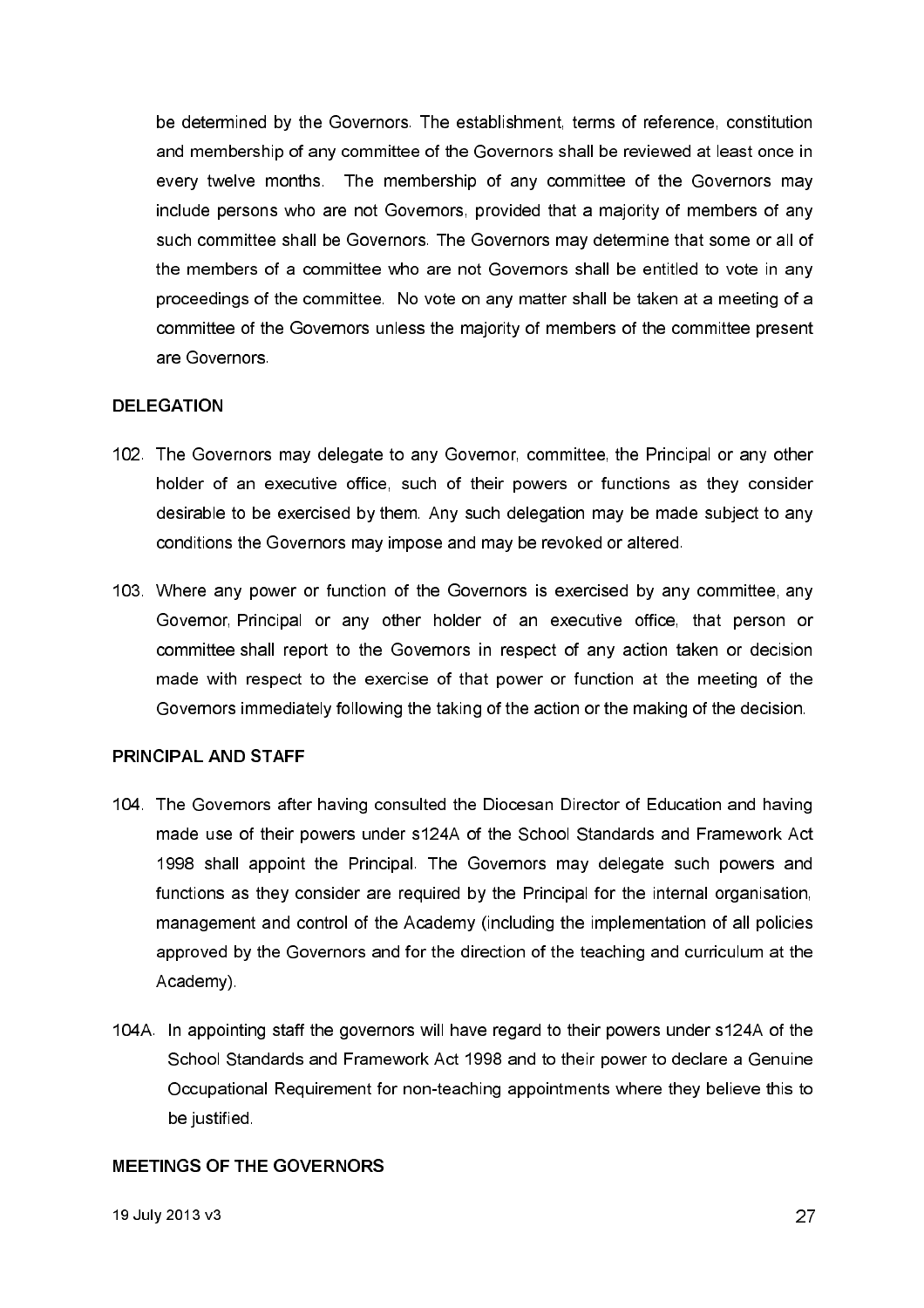be determined by the Governors. The establishment, terms of reference, constitution and membership of any committee of the Governors shall be reviewed at least once in every twelve months. The membership of any committee of the Governors may include persons who are not Governors, provided that a majority of members of any such committee shall be Governors. The Governors may determine that some or all of the members of a committee who are not Governors shall be entitled to vote in any proceedings of the committee. No vote on any matter shall be taken at a meeting of a committee of the Governors unless the majority of members of the committee present are Governors.

## DELEGATION

102. The Governors may delegate to any Governor, committee, the Principal or any other holder of an executive office, such of their powers or functions as they consider desirable to be exercised by them. Any such delegation may be made subject to any conditions the Governors may impose and may be revoked or altered.

103. Where any power or function of the Governors is exercised by any committee, any Governor, Principal or any other holder of an executive office, that person or committee shall report to the Governors in respect of any action taken or decision made with respect to the exercise of that power or function at the meeting of the Governors immediately following the taking of the action or the making of the decision.

## PRINCIPAL AND STAFF

104. The Governors after having consulted the Diocesan Director of Education and having made use of their powers under s124A of the School Standards and Framework Act 1998 shall appoint the Principal. The Governors may delegate such powers and functions as they consider are required by the Principal for the internal organisation, management and control of the Academy (including the implementation of all policies approved by the Governors and for the direction of the teaching and curriculum at the Academy).

104A. In appointing staff the governors will have regard to their powers under s124A of the School Standards and Framework Act 1998 and to their power to declare a Genuine Occupational Requirement for non-teaching appointments where they believe this to be justified.

## MEETINGS OF THE GOVERNORS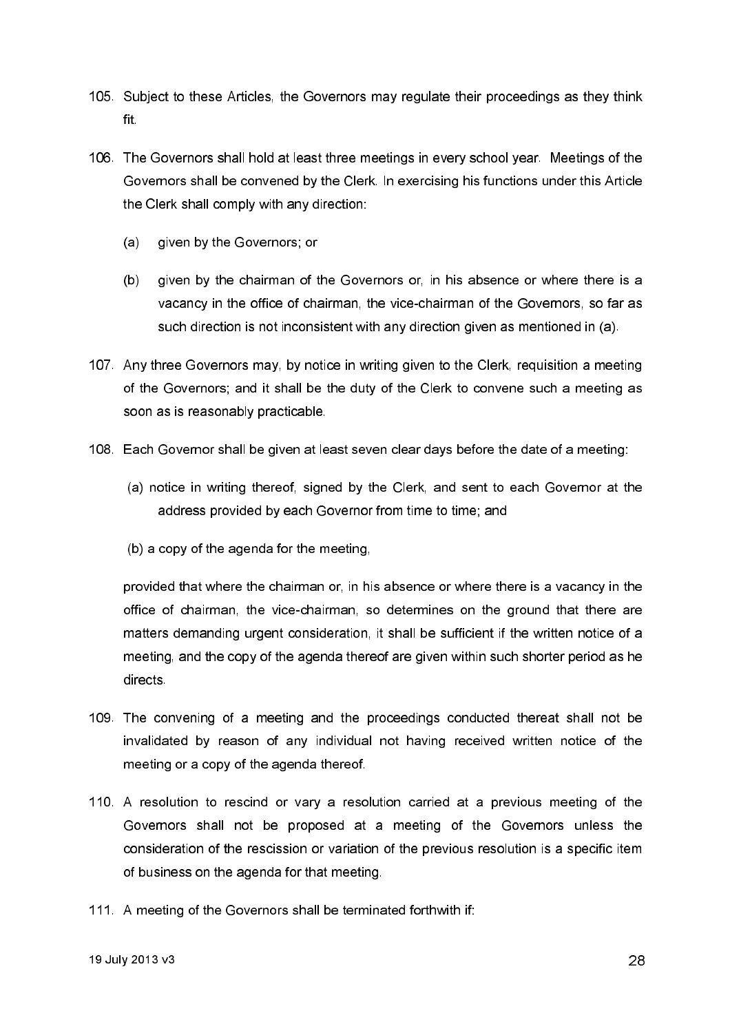105. Subject to these Articles, the Governors may regulate their proceedings as they think fit.

106. The Governors shall hold at least three meetings in every school year. Meetings of the Governors shall be convened by the Clerk. In exercising his functions under this Article the Clerk shall comply with any direction:

    (a) given by the Governors; or

    (b) given by the chairman of the Governors or, in his absence or where there is a vacancy in the office of chairman, the vice-chairman of the Governors, so far as such direction is not inconsistent with any direction given as mentioned in (a).

107. Any three Governors may, by notice in writing given to the Clerk, requisition a meeting of the Governors; and it shall be the duty of the Clerk to convene such a meeting as soon as is reasonably practicable.

108. Each Governor shall be given at least seven clear days before the date of a meeting:

    (a) notice in writing thereof, signed by the Clerk, and sent to each Governor at the address provided by each Governor from time to time; and

    (b) a copy of the agenda for the meeting,

    provided that where the chairman or, in his absence or where there is a vacancy in the office of chairman, the vice-chairman, so determines on the ground that there are matters demanding urgent consideration, it shall be sufficient if the written notice of a meeting, and the copy of the agenda thereof are given within such shorter period as he directs.

109. The convening of a meeting and the proceedings conducted thereat shall not be invalidated by reason of any individual not having received written notice of the meeting or a copy of the agenda thereof.

110. A resolution to rescind or vary a resolution carried at a previous meeting of the Governors shall not be proposed at a meeting of the Governors unless the consideration of the rescission or variation of the previous resolution is a specific item of business on the agenda for that meeting.

111. A meeting of the Governors shall be terminated forthwith if: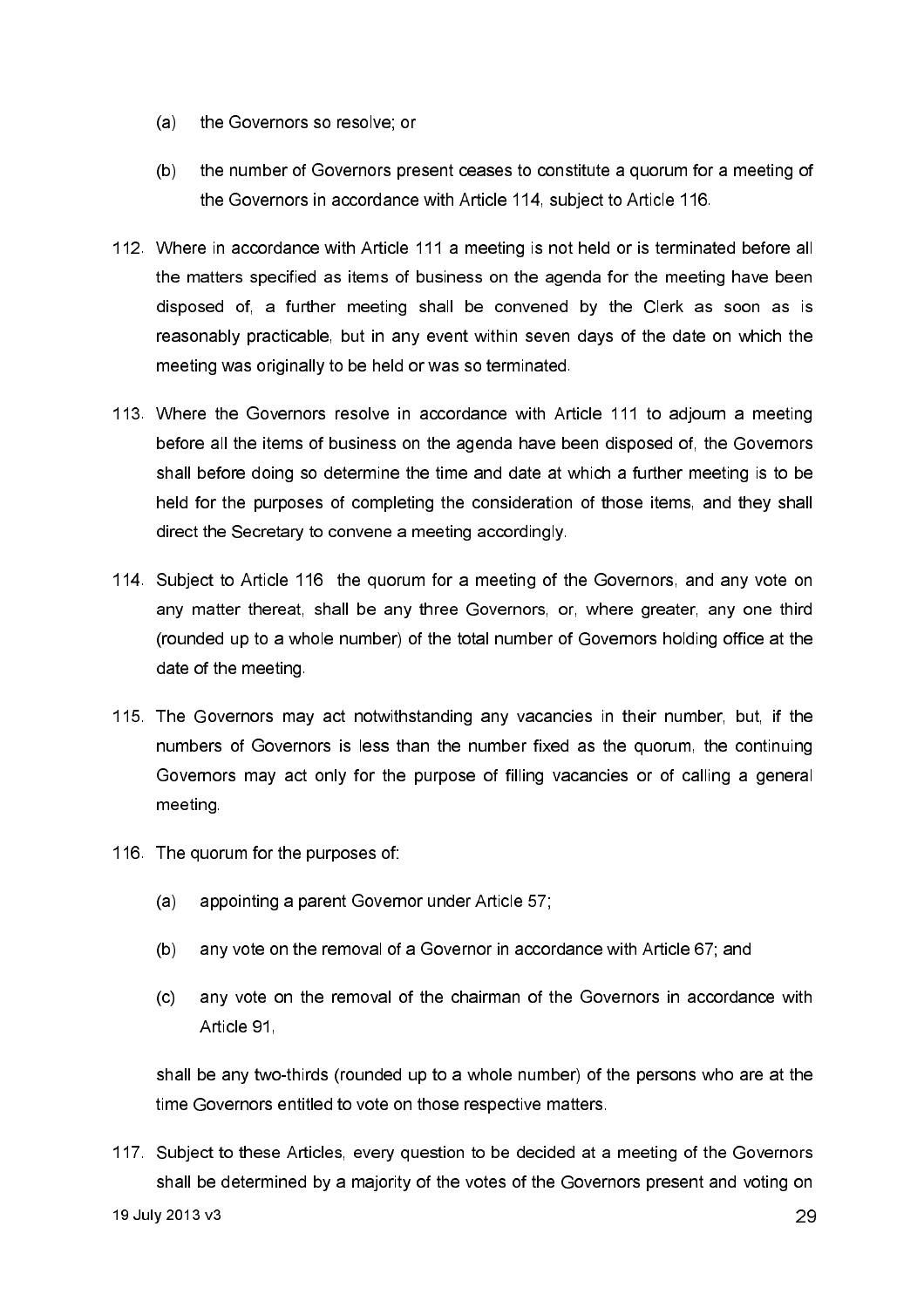(a) the Governors so resolve; or

(b) the number of Governors present ceases to constitute a quorum for a meeting of the Governors in accordance with Article 114, subject to Article 116.

112. Where in accordance with Article 111 a meeting is not held or is terminated before all the matters specified as items of business on the agenda for the meeting have been disposed of, a further meeting shall be convened by the Clerk as soon as is reasonably practicable, but in any event within seven days of the date on which the meeting was originally to be held or was so terminated.

113. Where the Governors resolve in accordance with Article 111 to adjourn a meeting before all the items of business on the agenda have been disposed of, the Governors shall before doing so determine the time and date at which a further meeting is to be held for the purposes of completing the consideration of those items, and they shall direct the Secretary to convene a meeting accordingly.

114. Subject to Article 116 the quorum for a meeting of the Governors, and any vote on any matter thereat, shall be any three Governors, or, where greater, any one third (rounded up to a whole number) of the total number of Governors holding office at the date of the meeting.

115. The Governors may act notwithstanding any vacancies in their number, but, if the numbers of Governors is less than the number fixed as the quorum, the continuing Governors may act only for the purpose of filling vacancies or of calling a general meeting.

116. The quorum for the purposes of:

(a) appointing a parent Governor under Article 57;

(b) any vote on the removal of a Governor in accordance with Article 67; and

(c) any vote on the removal of the chairman of the Governors in accordance with Article 91,

shall be any two-thirds (rounded up to a whole number) of the persons who are at the time Governors entitled to vote on those respective matters.

117. Subject to these Articles, every question to be decided at a meeting of the Governors shall be determined by a majority of the votes of the Governors present and voting on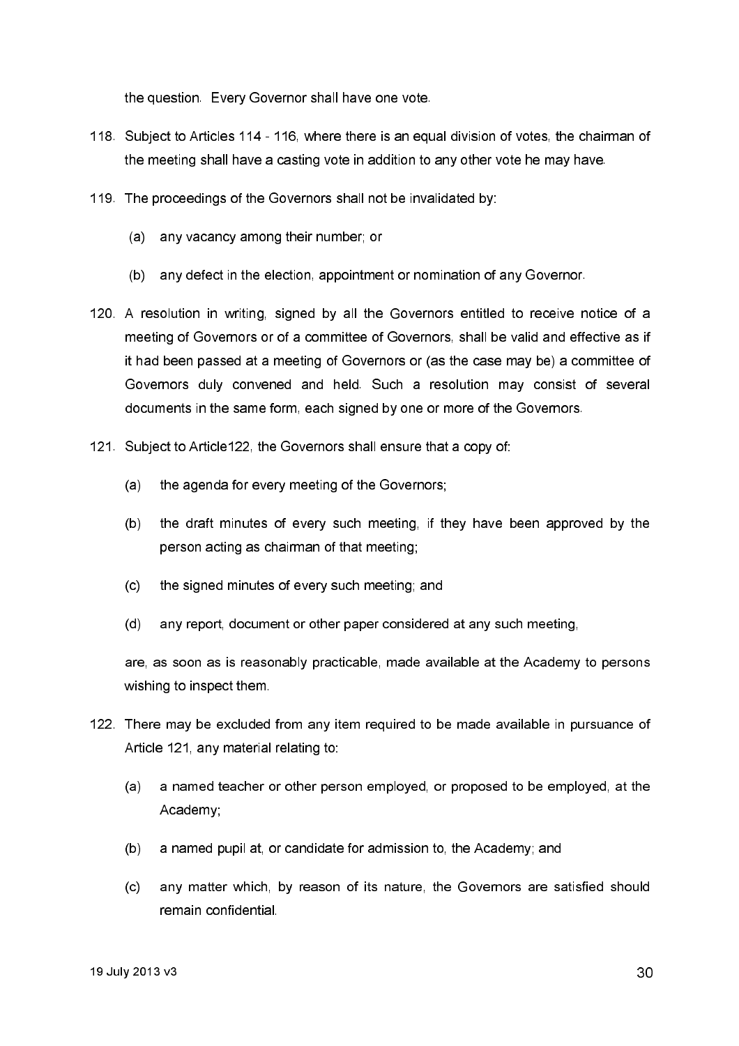the question. Every Governor shall have one vote.

118. Subject to Articles 114 - 116, where there is an equal division of votes, the chairman of the meeting shall have a casting vote in addition to any other vote he may have.

119. The proceedings of the Governors shall not be invalidated by:

    (a) any vacancy among their number; or

    (b) any defect in the election, appointment or nomination of any Governor.

120. A resolution in writing, signed by all the Governors entitled to receive notice of a meeting of Governors or of a committee of Governors, shall be valid and effective as if it had been passed at a meeting of Governors or (as the case may be) a committee of Governors duly convened and held. Such a resolution may consist of several documents in the same form, each signed by one or more of the Governors.

121. Subject to Article122, the Governors shall ensure that a copy of:

    (a) the agenda for every meeting of the Governors;

    (b) the draft minutes of every such meeting, if they have been approved by the person acting as chairman of that meeting;

    (c) the signed minutes of every such meeting; and

    (d) any report, document or other paper considered at any such meeting,

    are, as soon as is reasonably practicable, made available at the Academy to persons wishing to inspect them.

122. There may be excluded from any item required to be made available in pursuance of Article 121, any material relating to:

    (a) a named teacher or other person employed, or proposed to be employed, at the Academy;

    (b) a named pupil at, or candidate for admission to, the Academy; and

    (c) any matter which, by reason of its nature, the Governors are satisfied should remain confidential.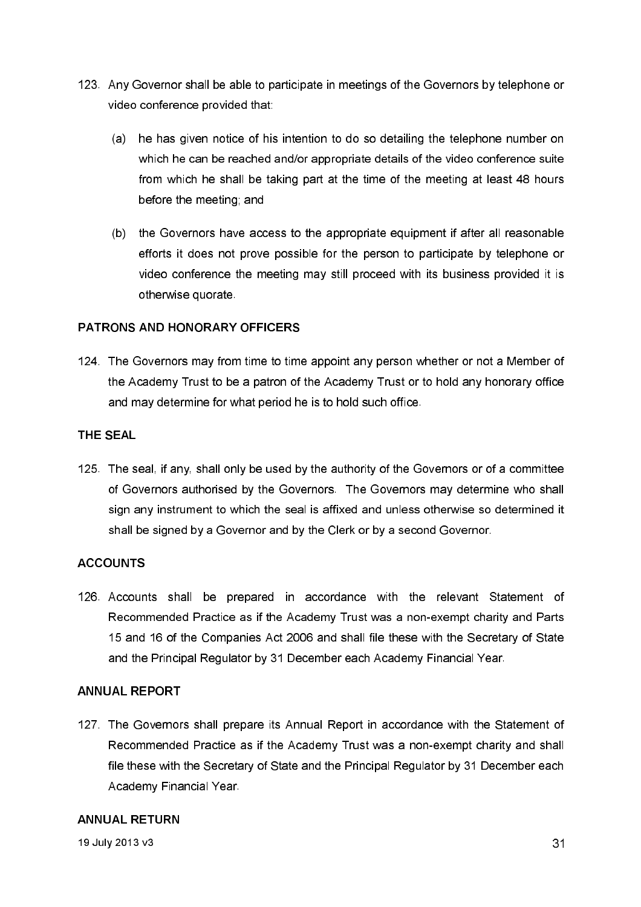123. Any Governor shall be able to participate in meetings of the Governors by telephone or video conference provided that:

    (a) he has given notice of his intention to do so detailing the telephone number on which he can be reached and/or appropriate details of the video conference suite from which he shall be taking part at the time of the meeting at least 48 hours before the meeting; and

    (b) the Governors have access to the appropriate equipment if after all reasonable efforts it does not prove possible for the person to participate by telephone or video conference the meeting may still proceed with its business provided it is otherwise quorate.

## PATRONS AND HONORARY OFFICERS

124. The Governors may from time to time appoint any person whether or not a Member of the Academy Trust to be a patron of the Academy Trust or to hold any honorary office and may determine for what period he is to hold such office.

## THE SEAL

125. The seal, if any, shall only be used by the authority of the Governors or of a committee of Governors authorised by the Governors. The Governors may determine who shall sign any instrument to which the seal is affixed and unless otherwise so determined it shall be signed by a Governor and by the Clerk or by a second Governor.

## ACCOUNTS

126. Accounts shall be prepared in accordance with the relevant Statement of Recommended Practice as if the Academy Trust was a non-exempt charity and Parts 15 and 16 of the Companies Act 2006 and shall file these with the Secretary of State and the Principal Regulator by 31 December each Academy Financial Year.

## ANNUAL REPORT

127. The Governors shall prepare its Annual Report in accordance with the Statement of Recommended Practice as if the Academy Trust was a non-exempt charity and shall file these with the Secretary of State and the Principal Regulator by 31 December each Academy Financial Year.

## ANNUAL RETURN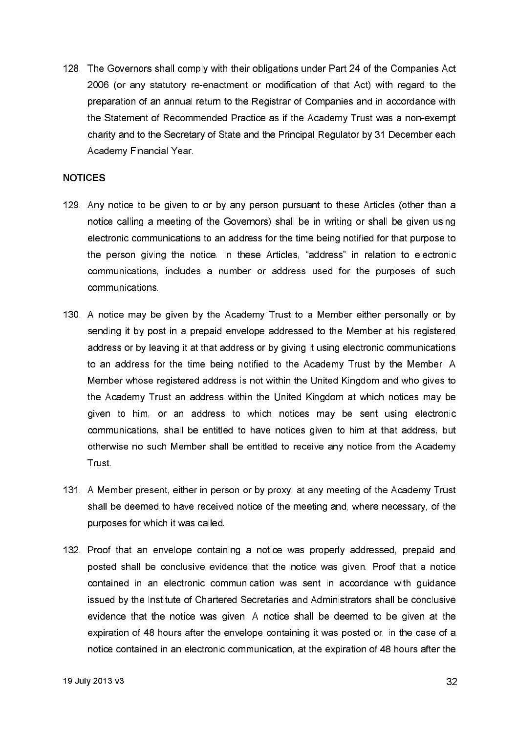128. The Governors shall comply with their obligations under Part 24 of the Companies Act 2006 (or any statutory re-enactment or modification of that Act) with regard to the preparation of an annual return to the Registrar of Companies and in accordance with the Statement of Recommended Practice as if the Academy Trust was a non-exempt charity and to the Secretary of State and the Principal Regulator by 31 December each Academy Financial Year.

## NOTICES

129. Any notice to be given to or by any person pursuant to these Articles (other than a notice calling a meeting of the Governors) shall be in writing or shall be given using electronic communications to an address for the time being notified for that purpose to the person giving the notice. In these Articles, "address" in relation to electronic communications, includes a number or address used for the purposes of such communications.

130. A notice may be given by the Academy Trust to a Member either personally or by sending it by post in a prepaid envelope addressed to the Member at his registered address or by leaving it at that address or by giving it using electronic communications to an address for the time being notified to the Academy Trust by the Member. A Member whose registered address is not within the United Kingdom and who gives to the Academy Trust an address within the United Kingdom at which notices may be given to him, or an address to which notices may be sent using electronic communications, shall be entitled to have notices given to him at that address, but otherwise no such Member shall be entitled to receive any notice from the Academy Trust.

131. A Member present, either in person or by proxy, at any meeting of the Academy Trust shall be deemed to have received notice of the meeting and, where necessary, of the purposes for which it was called.

132. Proof that an envelope containing a notice was properly addressed, prepaid and posted shall be conclusive evidence that the notice was given. Proof that a notice contained in an electronic communication was sent in accordance with guidance issued by the Institute of Chartered Secretaries and Administrators shall be conclusive evidence that the notice was given. A notice shall be deemed to be given at the expiration of 48 hours after the envelope containing it was posted or, in the case of a notice contained in an electronic communication, at the expiration of 48 hours after the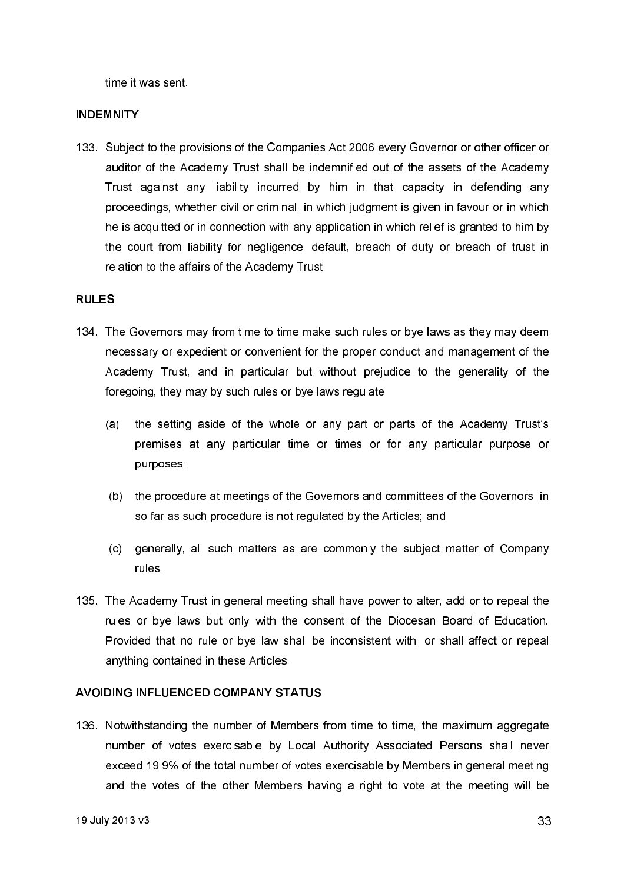time it was sent.

## INDEMNITY

133. Subject to the provisions of the Companies Act 2006 every Governor or other officer or auditor of the Academy Trust shall be indemnified out of the assets of the Academy Trust against any liability incurred by him in that capacity in defending any proceedings, whether civil or criminal, in which judgment is given in favour or in which he is acquitted or in connection with any application in which relief is granted to him by the court from liability for negligence, default, breach of duty or breach of trust in relation to the affairs of the Academy Trust.

## RULES

134. The Governors may from time to time make such rules or bye laws as they may deem necessary or expedient or convenient for the proper conduct and management of the Academy Trust, and in particular but without prejudice to the generality of the foregoing, they may by such rules or bye laws regulate:

    (a) the setting aside of the whole or any part or parts of the Academy Trust's premises at any particular time or times or for any particular purpose or purposes;

    (b) the procedure at meetings of the Governors and committees of the Governors in so far as such procedure is not regulated by the Articles; and

    (c) generally, all such matters as are commonly the subject matter of Company rules.

135. The Academy Trust in general meeting shall have power to alter, add or to repeal the rules or bye laws but only with the consent of the Diocesan Board of Education. Provided that no rule or bye law shall be inconsistent with, or shall affect or repeal anything contained in these Articles.

## AVOIDING INFLUENCED COMPANY STATUS

136. Notwithstanding the number of Members from time to time, the maximum aggregate number of votes exercisable by Local Authority Associated Persons shall never exceed 19.9% of the total number of votes exercisable by Members in general meeting and the votes of the other Members having a right to vote at the meeting will be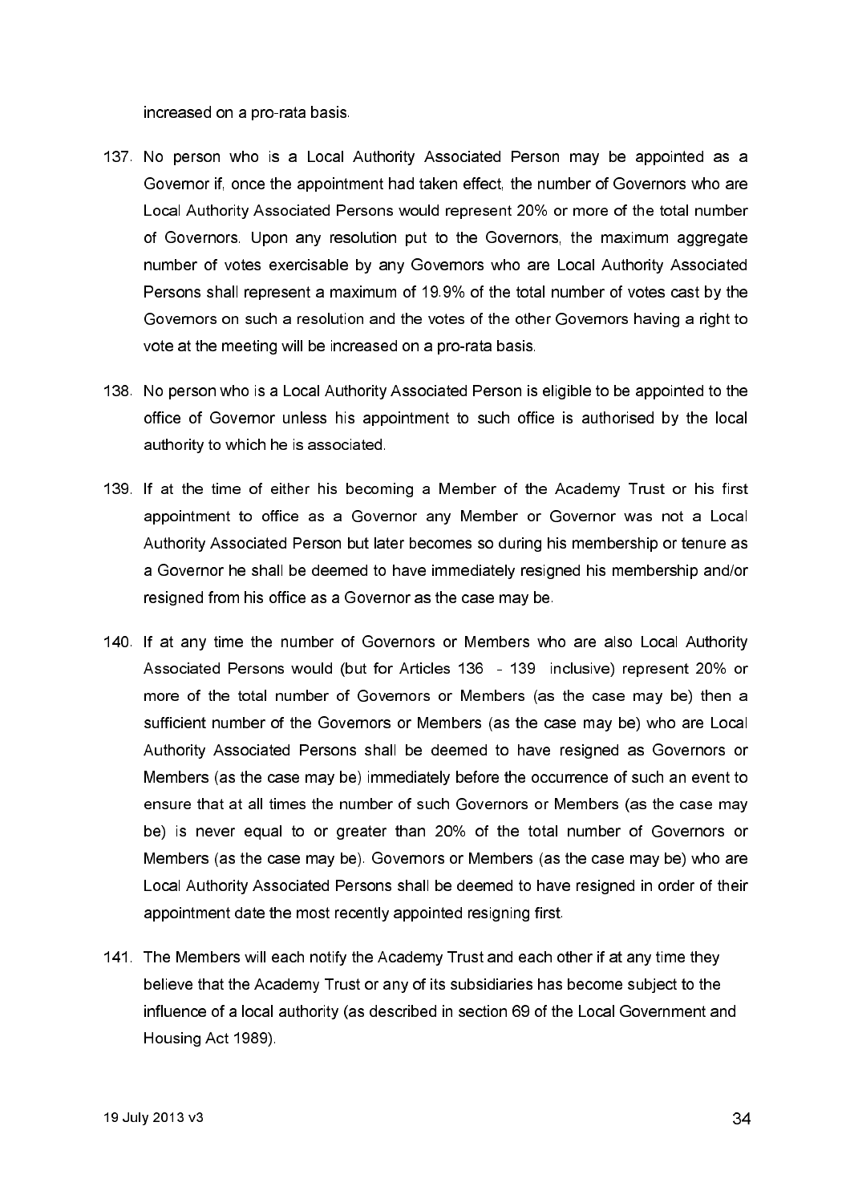increased on a pro-rata basis.

137. No person who is a Local Authority Associated Person may be appointed as a Governor if, once the appointment had taken effect, the number of Governors who are Local Authority Associated Persons would represent 20% or more of the total number of Governors. Upon any resolution put to the Governors, the maximum aggregate number of votes exercisable by any Governors who are Local Authority Associated Persons shall represent a maximum of 19.9% of the total number of votes cast by the Governors on such a resolution and the votes of the other Governors having a right to vote at the meeting will be increased on a pro-rata basis.

138. No person who is a Local Authority Associated Person is eligible to be appointed to the office of Governor unless his appointment to such office is authorised by the local authority to which he is associated.

139. If at the time of either his becoming a Member of the Academy Trust or his first appointment to office as a Governor any Member or Governor was not a Local Authority Associated Person but later becomes so during his membership or tenure as a Governor he shall be deemed to have immediately resigned his membership and/or resigned from his office as a Governor as the case may be.

140. If at any time the number of Governors or Members who are also Local Authority Associated Persons would (but for Articles 136 - 139 inclusive) represent 20% or more of the total number of Governors or Members (as the case may be) then a sufficient number of the Governors or Members (as the case may be) who are Local Authority Associated Persons shall be deemed to have resigned as Governors or Members (as the case may be) immediately before the occurrence of such an event to ensure that at all times the number of such Governors or Members (as the case may be) is never equal to or greater than 20% of the total number of Governors or Members (as the case may be). Governors or Members (as the case may be) who are Local Authority Associated Persons shall be deemed to have resigned in order of their appointment date the most recently appointed resigning first.

141. The Members will each notify the Academy Trust and each other if at any time they believe that the Academy Trust or any of its subsidiaries has become subject to the influence of a local authority (as described in section 69 of the Local Government and Housing Act 1989).

19 July 2013 v3